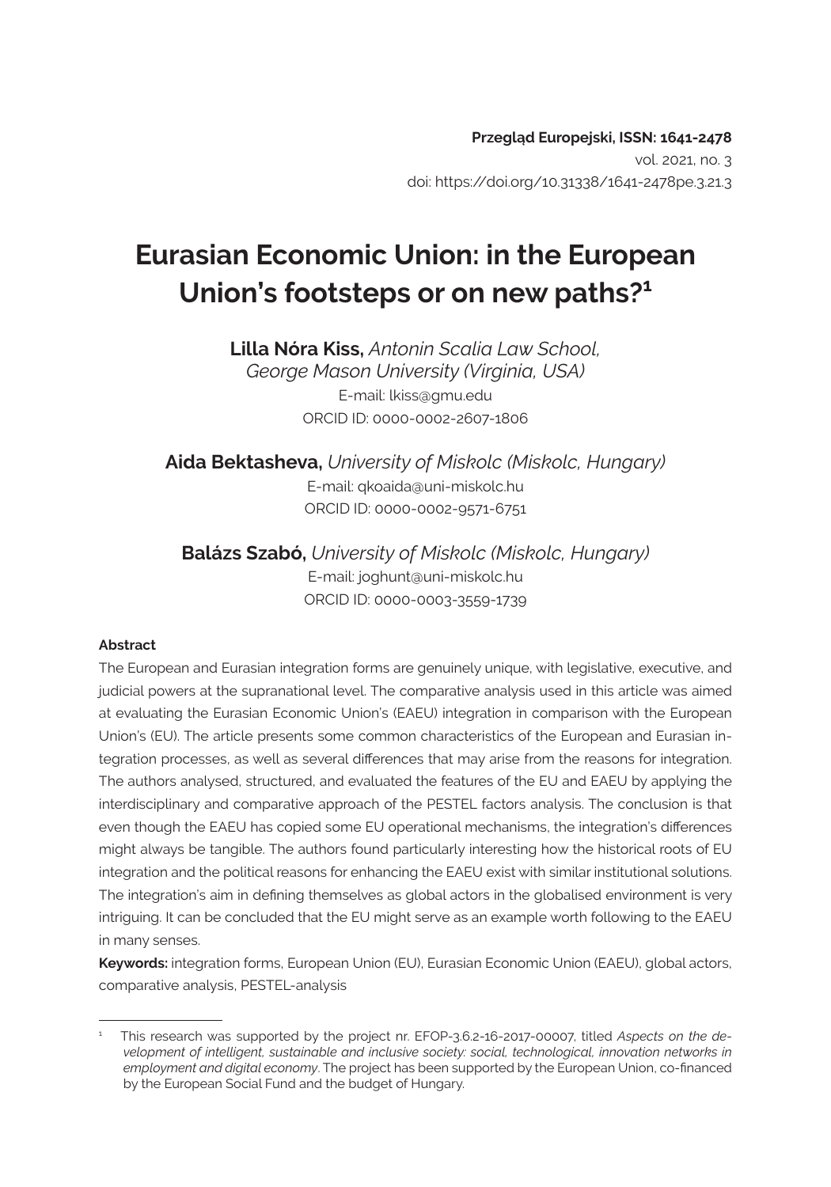**Przegląd Europejski, ISSN: 1641-2478**
vol. 2021, no. 3
doi: https://doi.org/10.31338/1641-2478pe.3.21.3

# Eurasian Economic Union: in the European Union's footsteps or on new paths?[1]

**Lilla Nóra Kiss,** *Antonin Scalia Law School, George Mason University (Virginia, USA)*
E-mail: lkiss@gmu.edu
ORCID ID: 0000-0002-2607-1806

**Aida Bektasheva,** *University of Miskolc (Miskolc, Hungary)*
E-mail: qkoaida@uni-miskolc.hu
ORCID ID: 0000-0002-9571-6751

**Balázs Szabó,** *University of Miskolc (Miskolc, Hungary)*
E-mail: joghunt@uni-miskolc.hu
ORCID ID: 0000-0003-3559-1739

#### Abstract

The European and Eurasian integration forms are genuinely unique, with legislative, executive, and judicial powers at the supranational level. The comparative analysis used in this article was aimed at evaluating the Eurasian Economic Union's (EAEU) integration in comparison with the European Union's (EU). The article presents some common characteristics of the European and Eurasian integration processes, as well as several differences that may arise from the reasons for integration. The authors analysed, structured, and evaluated the features of the EU and EAEU by applying the interdisciplinary and comparative approach of the PESTEL factors analysis. The conclusion is that even though the EAEU has copied some EU operational mechanisms, the integration's differences might always be tangible. The authors found particularly interesting how the historical roots of EU integration and the political reasons for enhancing the EAEU exist with similar institutional solutions. The integration's aim in defining themselves as global actors in the globalised environment is very intriguing. It can be concluded that the EU might serve as an example worth following to the EAEU in many senses.

**Keywords:** integration forms, European Union (EU), Eurasian Economic Union (EAEU), global actors, comparative analysis, PESTEL-analysis

---

[1] This research was supported by the project nr. EFOP-3.6.2-16-2017-00007, titled *Aspects on the development of intelligent, sustainable and inclusive society: social, technological, innovation networks in employment and digital economy*. The project has been supported by the European Union, co-financed by the European Social Fund and the budget of Hungary.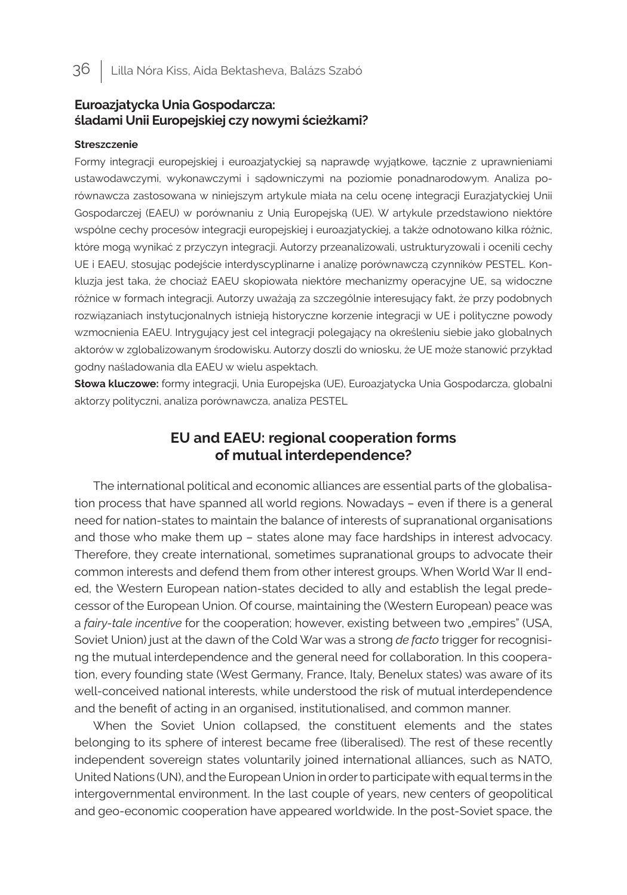**Euroazjatycka Unia Gospodarcza:**
**śladami Unii Europejskiej czy nowymi ścieżkami?**

**Streszczenie**

Formy integracji europejskiej i euroazjatyckiej są naprawdę wyjątkowe, łącznie z uprawnieniami ustawodawczymi, wykonawczymi i sądowniczymi na poziomie ponadnarodowym. Analiza porównawcza zastosowana w niniejszym artykule miała na celu ocenę integracji Eurazjatyckiej Unii Gospodarczej (EAEU) w porównaniu z Unią Europejską (UE). W artykule przedstawiono niektóre wspólne cechy procesów integracji europejskiej i euroazjatyckiej, a także odnotowano kilka różnic, które mogą wynikać z przyczyn integracji. Autorzy przeanalizowali, ustrukturyzowali i ocenili cechy UE i EAEU, stosując podejście interdyscyplinarne i analizę porównawczą czynników PESTEL. Konkluzja jest taka, że chociaż EAEU skopiowała niektóre mechanizmy operacyjne UE, są widoczne różnice w formach integracji. Autorzy uważają za szczególnie interesujący fakt, że przy podobnych rozwiązaniach instytucjonalnych istnieją historyczne korzenie integracji w UE i polityczne powody wzmocnienia EAEU. Intrygujący jest cel integracji polegający na określeniu siebie jako globalnych aktorów w zglobalizowanym środowisku. Autorzy doszli do wniosku, że UE może stanowić przykład godny naśladowania dla EAEU w wielu aspektach.

**Słowa kluczowe:** formy integracji, Unia Europejska (UE), Euroazjatycka Unia Gospodarcza, globalni aktorzy polityczni, analiza porównawcza, analiza PESTEL

## EU and EAEU: regional cooperation forms of mutual interdependence?

The international political and economic alliances are essential parts of the globalisation process that have spanned all world regions. Nowadays – even if there is a general need for nation-states to maintain the balance of interests of supranational organisations and those who make them up – states alone may face hardships in interest advocacy. Therefore, they create international, sometimes supranational groups to advocate their common interests and defend them from other interest groups. When World War II ended, the Western European nation-states decided to ally and establish the legal predecessor of the European Union. Of course, maintaining the (Western European) peace was a *fairy-tale incentive* for the cooperation; however, existing between two „empires" (USA, Soviet Union) just at the dawn of the Cold War was a strong *de facto* trigger for recognising the mutual interdependence and the general need for collaboration. In this cooperation, every founding state (West Germany, France, Italy, Benelux states) was aware of its well-conceived national interests, while understood the risk of mutual interdependence and the benefit of acting in an organised, institutionalised, and common manner.

When the Soviet Union collapsed, the constituent elements and the states belonging to its sphere of interest became free (liberalised). The rest of these recently independent sovereign states voluntarily joined international alliances, such as NATO, United Nations (UN), and the European Union in order to participate with equal terms in the intergovernmental environment. In the last couple of years, new centers of geopolitical and geo-economic cooperation have appeared worldwide. In the post-Soviet space, the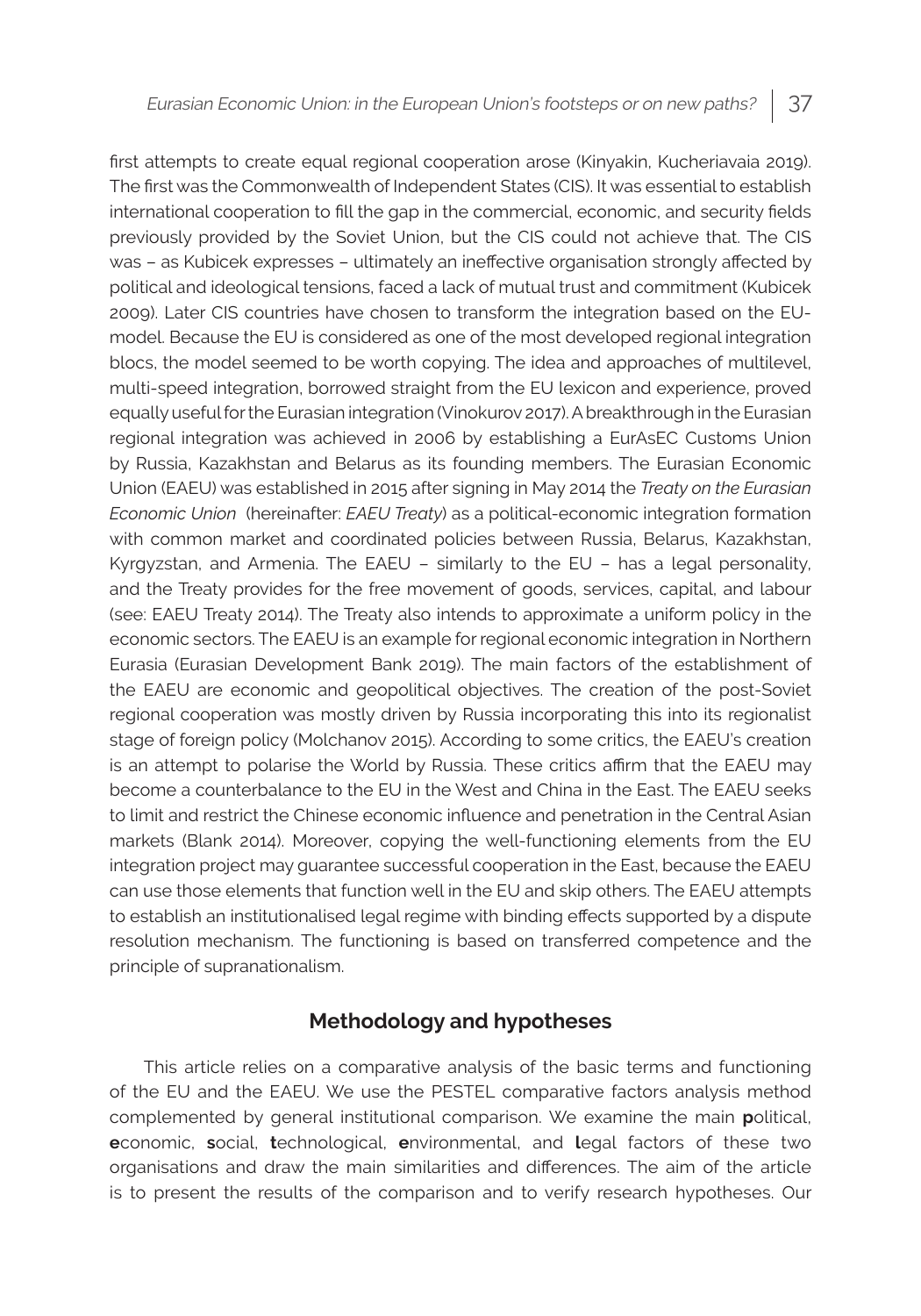first attempts to create equal regional cooperation arose (Kinyakin, Kucheriavaia 2019). The first was the Commonwealth of Independent States (CIS). It was essential to establish international cooperation to fill the gap in the commercial, economic, and security fields previously provided by the Soviet Union, but the CIS could not achieve that. The CIS was – as Kubicek expresses – ultimately an ineffective organisation strongly affected by political and ideological tensions, faced a lack of mutual trust and commitment (Kubicek 2009). Later CIS countries have chosen to transform the integration based on the EU-model. Because the EU is considered as one of the most developed regional integration blocs, the model seemed to be worth copying. The idea and approaches of multilevel, multi-speed integration, borrowed straight from the EU lexicon and experience, proved equally useful for the Eurasian integration (Vinokurov 2017). A breakthrough in the Eurasian regional integration was achieved in 2006 by establishing a EurAsEC Customs Union by Russia, Kazakhstan and Belarus as its founding members. The Eurasian Economic Union (EAEU) was established in 2015 after signing in May 2014 the *Treaty on the Eurasian Economic Union* (hereinafter: *EAEU Treaty*) as a political-economic integration formation with common market and coordinated policies between Russia, Belarus, Kazakhstan, Kyrgyzstan, and Armenia. The EAEU – similarly to the EU – has a legal personality, and the Treaty provides for the free movement of goods, services, capital, and labour (see: EAEU Treaty 2014). The Treaty also intends to approximate a uniform policy in the economic sectors. The EAEU is an example for regional economic integration in Northern Eurasia (Eurasian Development Bank 2019). The main factors of the establishment of the EAEU are economic and geopolitical objectives. The creation of the post-Soviet regional cooperation was mostly driven by Russia incorporating this into its regionalist stage of foreign policy (Molchanov 2015). According to some critics, the EAEU's creation is an attempt to polarise the World by Russia. These critics affirm that the EAEU may become a counterbalance to the EU in the West and China in the East. The EAEU seeks to limit and restrict the Chinese economic influence and penetration in the Central Asian markets (Blank 2014). Moreover, copying the well-functioning elements from the EU integration project may guarantee successful cooperation in the East, because the EAEU can use those elements that function well in the EU and skip others. The EAEU attempts to establish an institutionalised legal regime with binding effects supported by a dispute resolution mechanism. The functioning is based on transferred competence and the principle of supranationalism.

## Methodology and hypotheses

This article relies on a comparative analysis of the basic terms and functioning of the EU and the EAEU. We use the PESTEL comparative factors analysis method complemented by general institutional comparison. We examine the main **p**olitical, **e**conomic, **s**ocial, **t**echnological, **e**nvironmental, and **l**egal factors of these two organisations and draw the main similarities and differences. The aim of the article is to present the results of the comparison and to verify research hypotheses. Our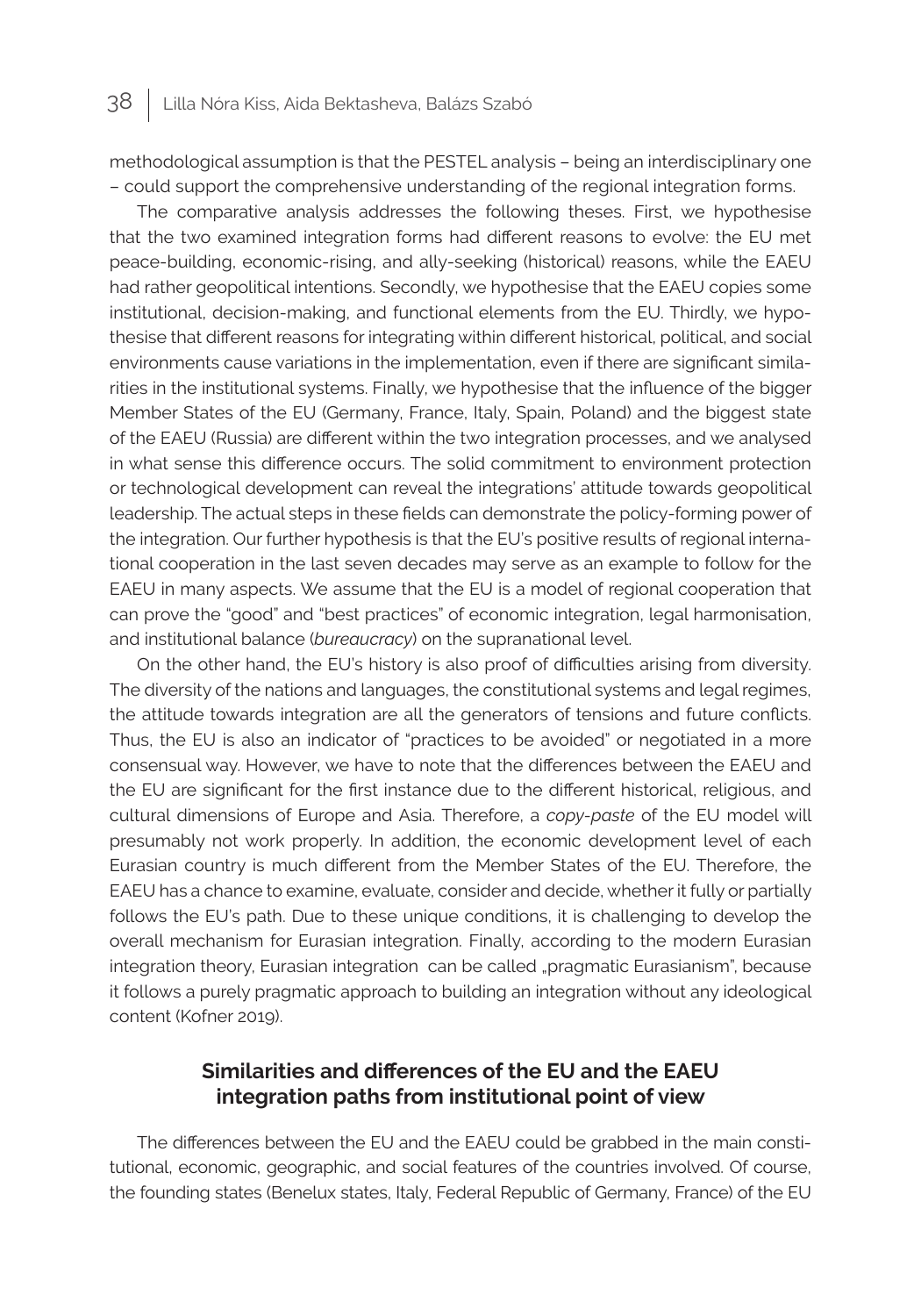methodological assumption is that the PESTEL analysis – being an interdisciplinary one – could support the comprehensive understanding of the regional integration forms.

The comparative analysis addresses the following theses. First, we hypothesise that the two examined integration forms had different reasons to evolve: the EU met peace-building, economic-rising, and ally-seeking (historical) reasons, while the EAEU had rather geopolitical intentions. Secondly, we hypothesise that the EAEU copies some institutional, decision-making, and functional elements from the EU. Thirdly, we hypothesise that different reasons for integrating within different historical, political, and social environments cause variations in the implementation, even if there are significant similarities in the institutional systems. Finally, we hypothesise that the influence of the bigger Member States of the EU (Germany, France, Italy, Spain, Poland) and the biggest state of the EAEU (Russia) are different within the two integration processes, and we analysed in what sense this difference occurs. The solid commitment to environment protection or technological development can reveal the integrations' attitude towards geopolitical leadership. The actual steps in these fields can demonstrate the policy-forming power of the integration. Our further hypothesis is that the EU's positive results of regional international cooperation in the last seven decades may serve as an example to follow for the EAEU in many aspects. We assume that the EU is a model of regional cooperation that can prove the "good" and "best practices" of economic integration, legal harmonisation, and institutional balance (*bureaucracy*) on the supranational level.

On the other hand, the EU's history is also proof of difficulties arising from diversity. The diversity of the nations and languages, the constitutional systems and legal regimes, the attitude towards integration are all the generators of tensions and future conflicts. Thus, the EU is also an indicator of "practices to be avoided" or negotiated in a more consensual way. However, we have to note that the differences between the EAEU and the EU are significant for the first instance due to the different historical, religious, and cultural dimensions of Europe and Asia. Therefore, a *copy-paste* of the EU model will presumably not work properly. In addition, the economic development level of each Eurasian country is much different from the Member States of the EU. Therefore, the EAEU has a chance to examine, evaluate, consider and decide, whether it fully or partially follows the EU's path. Due to these unique conditions, it is challenging to develop the overall mechanism for Eurasian integration. Finally, according to the modern Eurasian integration theory, Eurasian integration can be called „pragmatic Eurasianism", because it follows a purely pragmatic approach to building an integration without any ideological content (Kofner 2019).

## Similarities and differences of the EU and the EAEU integration paths from institutional point of view

The differences between the EU and the EAEU could be grabbed in the main constitutional, economic, geographic, and social features of the countries involved. Of course, the founding states (Benelux states, Italy, Federal Republic of Germany, France) of the EU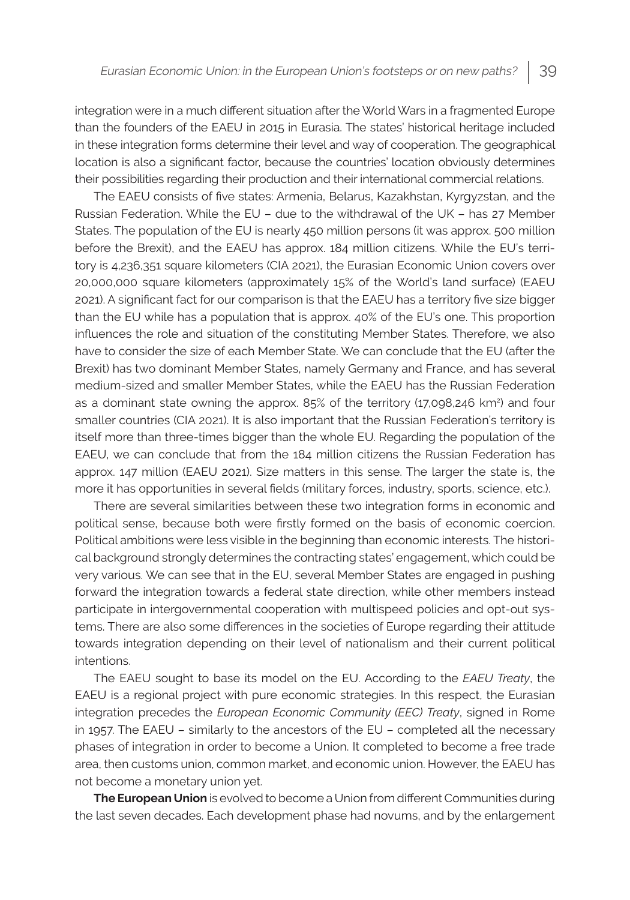integration were in a much different situation after the World Wars in a fragmented Europe than the founders of the EAEU in 2015 in Eurasia. The states' historical heritage included in these integration forms determine their level and way of cooperation. The geographical location is also a significant factor, because the countries' location obviously determines their possibilities regarding their production and their international commercial relations.

The EAEU consists of five states: Armenia, Belarus, Kazakhstan, Kyrgyzstan, and the Russian Federation. While the EU – due to the withdrawal of the UK – has 27 Member States. The population of the EU is nearly 450 million persons (it was approx. 500 million before the Brexit), and the EAEU has approx. 184 million citizens. While the EU's territory is 4,236,351 square kilometers (CIA 2021), the Eurasian Economic Union covers over 20,000,000 square kilometers (approximately 15% of the World's land surface) (EAEU 2021). A significant fact for our comparison is that the EAEU has a territory five size bigger than the EU while has a population that is approx. 40% of the EU's one. This proportion influences the role and situation of the constituting Member States. Therefore, we also have to consider the size of each Member State. We can conclude that the EU (after the Brexit) has two dominant Member States, namely Germany and France, and has several medium-sized and smaller Member States, while the EAEU has the Russian Federation as a dominant state owning the approx. 85% of the territory (17,098,246 km$^2$) and four smaller countries (CIA 2021). It is also important that the Russian Federation's territory is itself more than three-times bigger than the whole EU. Regarding the population of the EAEU, we can conclude that from the 184 million citizens the Russian Federation has approx. 147 million (EAEU 2021). Size matters in this sense. The larger the state is, the more it has opportunities in several fields (military forces, industry, sports, science, etc.).

There are several similarities between these two integration forms in economic and political sense, because both were firstly formed on the basis of economic coercion. Political ambitions were less visible in the beginning than economic interests. The historical background strongly determines the contracting states' engagement, which could be very various. We can see that in the EU, several Member States are engaged in pushing forward the integration towards a federal state direction, while other members instead participate in intergovernmental cooperation with multispeed policies and opt-out systems. There are also some differences in the societies of Europe regarding their attitude towards integration depending on their level of nationalism and their current political intentions.

The EAEU sought to base its model on the EU. According to the *EAEU Treaty*, the EAEU is a regional project with pure economic strategies. In this respect, the Eurasian integration precedes the *European Economic Community (EEC) Treaty*, signed in Rome in 1957. The EAEU – similarly to the ancestors of the EU – completed all the necessary phases of integration in order to become a Union. It completed to become a free trade area, then customs union, common market, and economic union. However, the EAEU has not become a monetary union yet.

**The European Union** is evolved to become a Union from different Communities during the last seven decades. Each development phase had novums, and by the enlargement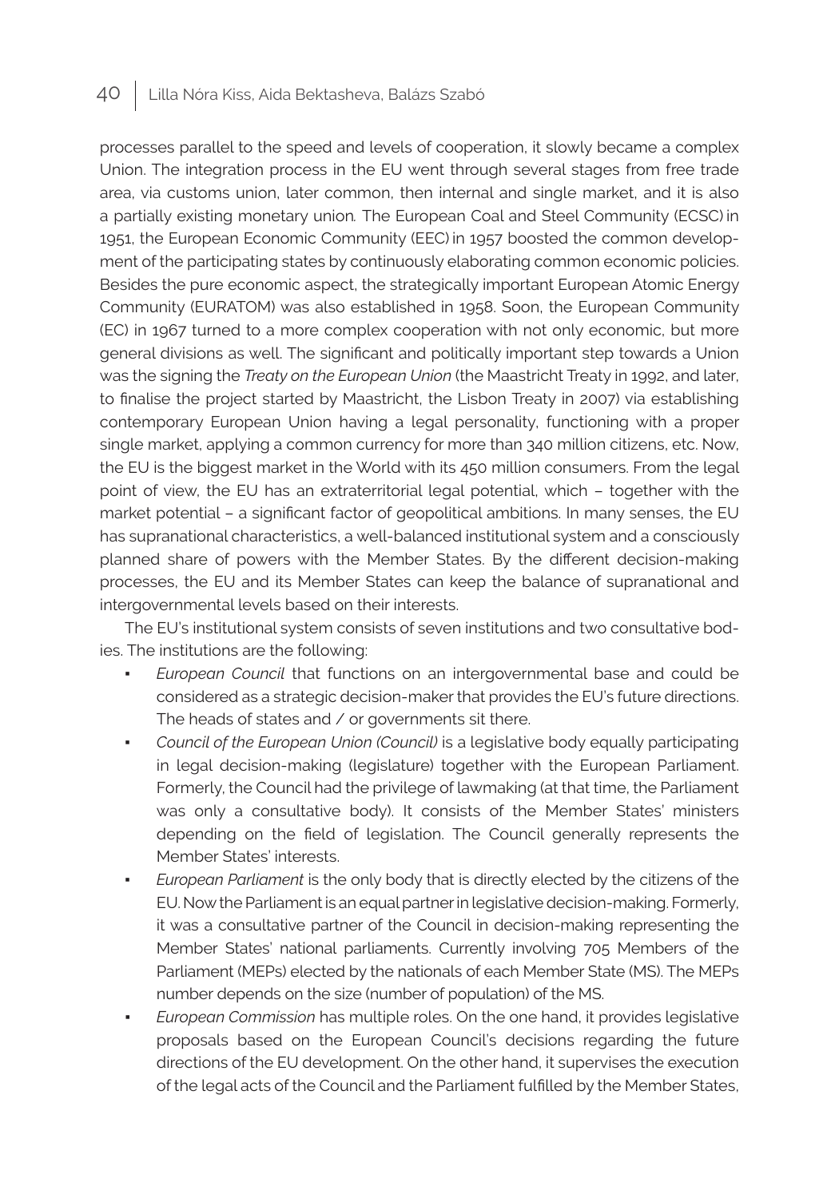processes parallel to the speed and levels of cooperation, it slowly became a complex Union. The integration process in the EU went through several stages from free trade area, via customs union, later common, then internal and single market, and it is also a partially existing monetary union*.* The European Coal and Steel Community (ECSC) in 1951, the European Economic Community (EEC) in 1957 boosted the common development of the participating states by continuously elaborating common economic policies. Besides the pure economic aspect, the strategically important European Atomic Energy Community (EURATOM) was also established in 1958. Soon, the European Community (EC) in 1967 turned to a more complex cooperation with not only economic, but more general divisions as well. The significant and politically important step towards a Union was the signing the *Treaty on the European Union* (the Maastricht Treaty in 1992, and later, to finalise the project started by Maastricht, the Lisbon Treaty in 2007) via establishing contemporary European Union having a legal personality, functioning with a proper single market, applying a common currency for more than 340 million citizens, etc. Now, the EU is the biggest market in the World with its 450 million consumers. From the legal point of view, the EU has an extraterritorial legal potential, which – together with the market potential – a significant factor of geopolitical ambitions. In many senses, the EU has supranational characteristics, a well-balanced institutional system and a consciously planned share of powers with the Member States. By the different decision-making processes, the EU and its Member States can keep the balance of supranational and intergovernmental levels based on their interests.

The EU's institutional system consists of seven institutions and two consultative bodies. The institutions are the following:

- *European Council* that functions on an intergovernmental base and could be considered as a strategic decision-maker that provides the EU's future directions. The heads of states and / or governments sit there.
- *Council of the European Union (Council)* is a legislative body equally participating in legal decision-making (legislature) together with the European Parliament. Formerly, the Council had the privilege of lawmaking (at that time, the Parliament was only a consultative body). It consists of the Member States' ministers depending on the field of legislation. The Council generally represents the Member States' interests.
- *European Parliament* is the only body that is directly elected by the citizens of the EU. Now the Parliament is an equal partner in legislative decision-making. Formerly, it was a consultative partner of the Council in decision-making representing the Member States' national parliaments. Currently involving 705 Members of the Parliament (MEPs) elected by the nationals of each Member State (MS). The MEPs number depends on the size (number of population) of the MS.
- *European Commission* has multiple roles. On the one hand, it provides legislative proposals based on the European Council's decisions regarding the future directions of the EU development. On the other hand, it supervises the execution of the legal acts of the Council and the Parliament fulfilled by the Member States,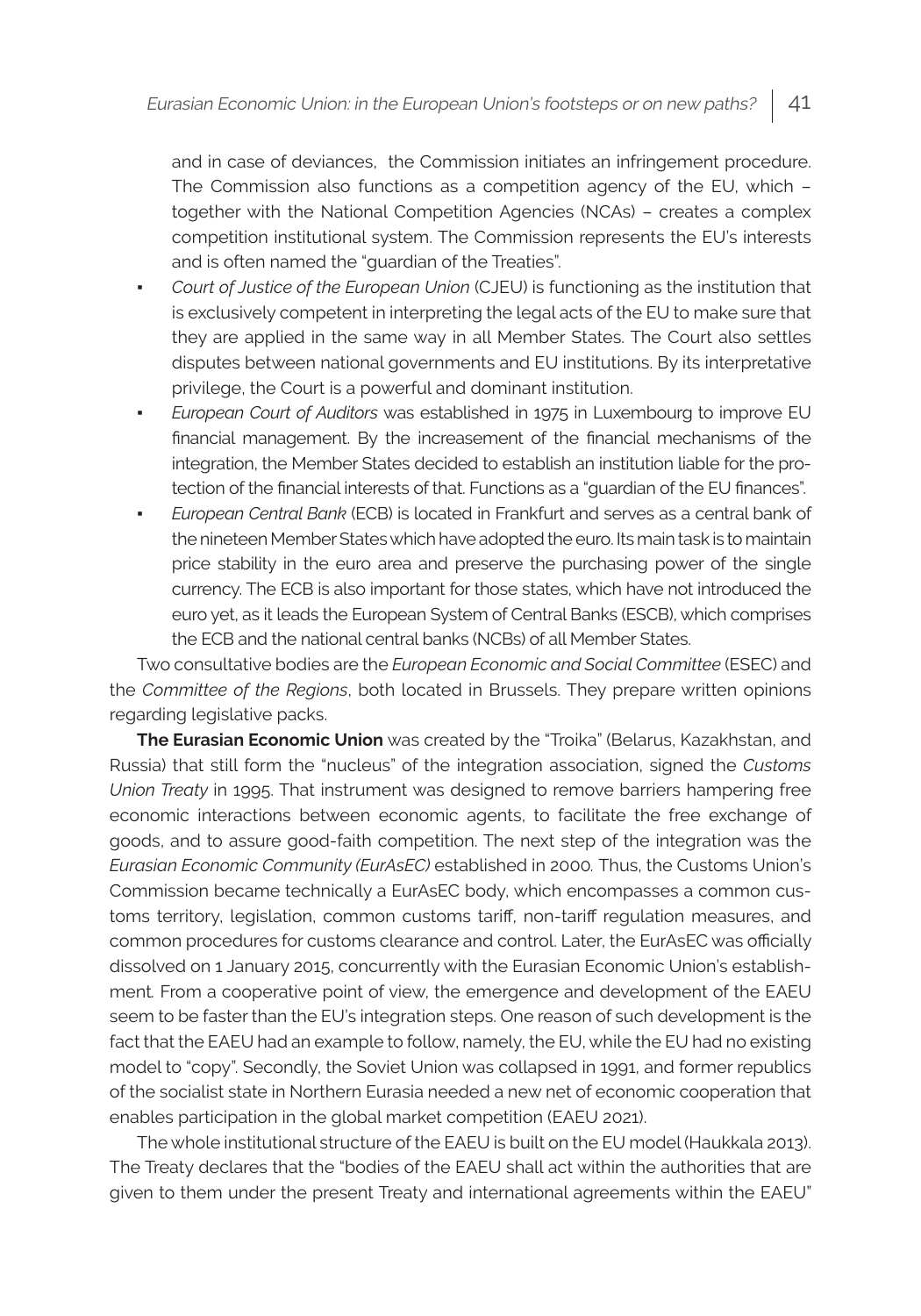and in case of deviances, the Commission initiates an infringement procedure. The Commission also functions as a competition agency of the EU, which – together with the National Competition Agencies (NCAs) – creates a complex competition institutional system. The Commission represents the EU's interests and is often named the "guardian of the Treaties".

- *Court of Justice of the European Union* (CJEU) is functioning as the institution that is exclusively competent in interpreting the legal acts of the EU to make sure that they are applied in the same way in all Member States. The Court also settles disputes between national governments and EU institutions. By its interpretative privilege, the Court is a powerful and dominant institution.
- *European Court of Auditors* was established in 1975 in Luxembourg to improve EU financial management. By the increasement of the financial mechanisms of the integration, the Member States decided to establish an institution liable for the protection of the financial interests of that. Functions as a "guardian of the EU finances".
- *European Central Bank* (ECB) is located in Frankfurt and serves as a central bank of the nineteen Member States which have adopted the euro. Its main task is to maintain price stability in the euro area and preserve the purchasing power of the single currency. The ECB is also important for those states, which have not introduced the euro yet, as it leads the European System of Central Banks (ESCB), which comprises the ECB and the national central banks (NCBs) of all Member States.

Two consultative bodies are the *European Economic and Social Committee* (ESEC) and the *Committee of the Regions*, both located in Brussels. They prepare written opinions regarding legislative packs.

**The Eurasian Economic Union** was created by the "Troika" (Belarus, Kazakhstan, and Russia) that still form the "nucleus" of the integration association, signed the *Customs Union Treaty* in 1995. That instrument was designed to remove barriers hampering free economic interactions between economic agents, to facilitate the free exchange of goods, and to assure good-faith competition. The next step of the integration was the *Eurasian Economic Community (EurAsEC)* established in 2000. Thus, the Customs Union's Commission became technically a EurAsEC body, which encompasses a common customs territory, legislation, common customs tariff, non-tariff regulation measures, and common procedures for customs clearance and control. Later, the EurAsEC was officially dissolved on 1 January 2015, concurrently with the Eurasian Economic Union's establishment. From a cooperative point of view, the emergence and development of the EAEU seem to be faster than the EU's integration steps. One reason of such development is the fact that the EAEU had an example to follow, namely, the EU, while the EU had no existing model to "copy". Secondly, the Soviet Union was collapsed in 1991, and former republics of the socialist state in Northern Eurasia needed a new net of economic cooperation that enables participation in the global market competition (EAEU 2021).

The whole institutional structure of the EAEU is built on the EU model (Haukkala 2013). The Treaty declares that the "bodies of the EAEU shall act within the authorities that are given to them under the present Treaty and international agreements within the EAEU"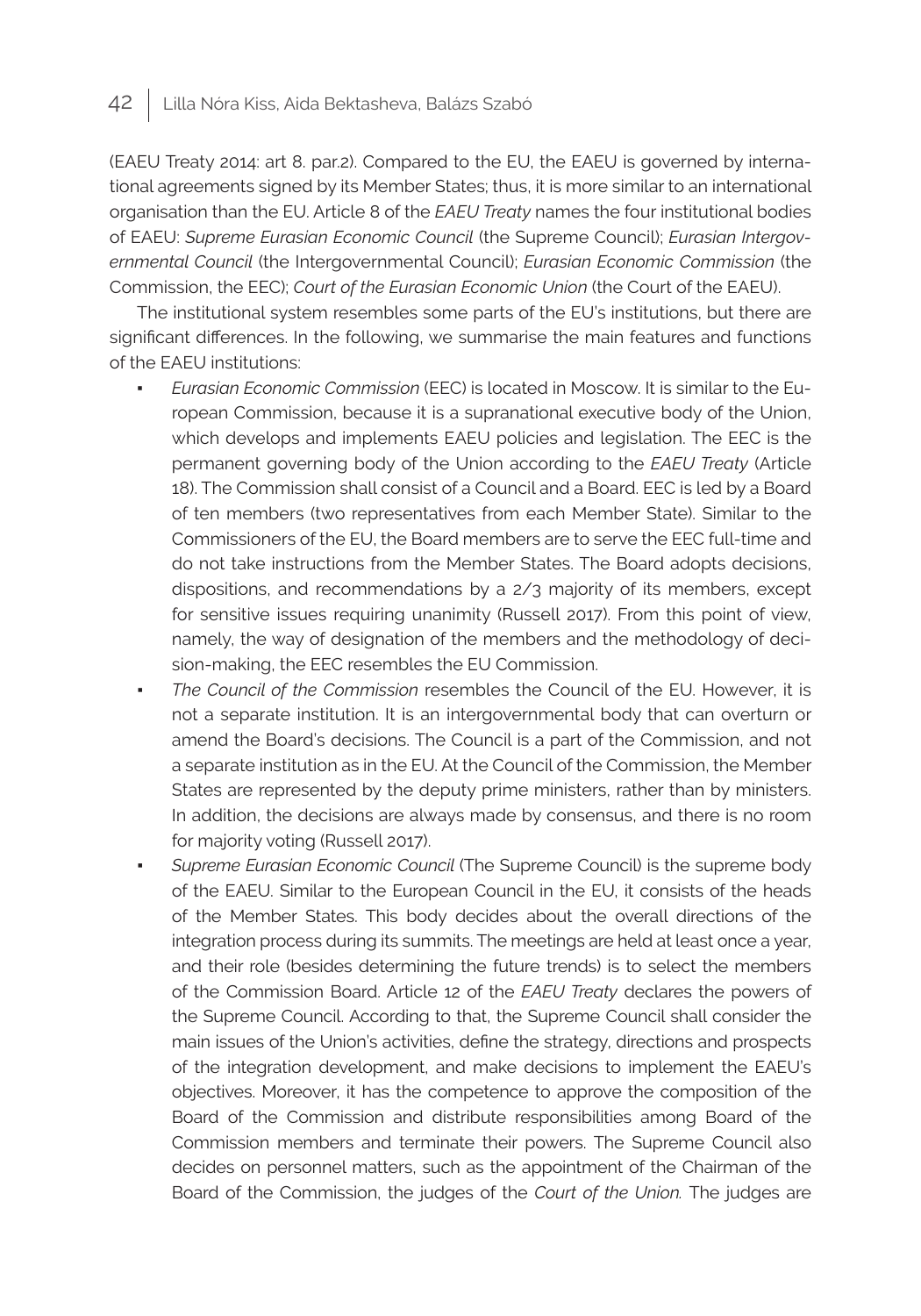(EAEU Treaty 2014: art 8. par.2). Compared to the EU, the EAEU is governed by international agreements signed by its Member States; thus, it is more similar to an international organisation than the EU. Article 8 of the *EAEU Treaty* names the four institutional bodies of EAEU: *Supreme Eurasian Economic Council* (the Supreme Council); *Eurasian Intergovernmental Council* (the Intergovernmental Council); *Eurasian Economic Commission* (the Commission, the EEC); *Court of the Eurasian Economic Union* (the Court of the EAEU).

The institutional system resembles some parts of the EU's institutions, but there are significant differences. In the following, we summarise the main features and functions of the EAEU institutions:

- *Eurasian Economic Commission* (EEC) is located in Moscow. It is similar to the European Commission, because it is a supranational executive body of the Union, which develops and implements EAEU policies and legislation. The EEC is the permanent governing body of the Union according to the *EAEU Treaty* (Article 18). The Commission shall consist of a Council and a Board. EEC is led by a Board of ten members (two representatives from each Member State). Similar to the Commissioners of the EU, the Board members are to serve the EEC full-time and do not take instructions from the Member States. The Board adopts decisions, dispositions, and recommendations by a 2/3 majority of its members, except for sensitive issues requiring unanimity (Russell 2017). From this point of view, namely, the way of designation of the members and the methodology of decision-making, the EEC resembles the EU Commission.
- *The Council of the Commission* resembles the Council of the EU. However, it is not a separate institution. It is an intergovernmental body that can overturn or amend the Board's decisions. The Council is a part of the Commission, and not a separate institution as in the EU. At the Council of the Commission, the Member States are represented by the deputy prime ministers, rather than by ministers. In addition, the decisions are always made by consensus, and there is no room for majority voting (Russell 2017).
- *Supreme Eurasian Economic Council* (The Supreme Council) is the supreme body of the EAEU. Similar to the European Council in the EU, it consists of the heads of the Member States. This body decides about the overall directions of the integration process during its summits. The meetings are held at least once a year, and their role (besides determining the future trends) is to select the members of the Commission Board. Article 12 of the *EAEU Treaty* declares the powers of the Supreme Council. According to that, the Supreme Council shall consider the main issues of the Union's activities, define the strategy, directions and prospects of the integration development, and make decisions to implement the EAEU's objectives. Moreover, it has the competence to approve the composition of the Board of the Commission and distribute responsibilities among Board of the Commission members and terminate their powers. The Supreme Council also decides on personnel matters, such as the appointment of the Chairman of the Board of the Commission, the judges of the *Court of the Union.* The judges are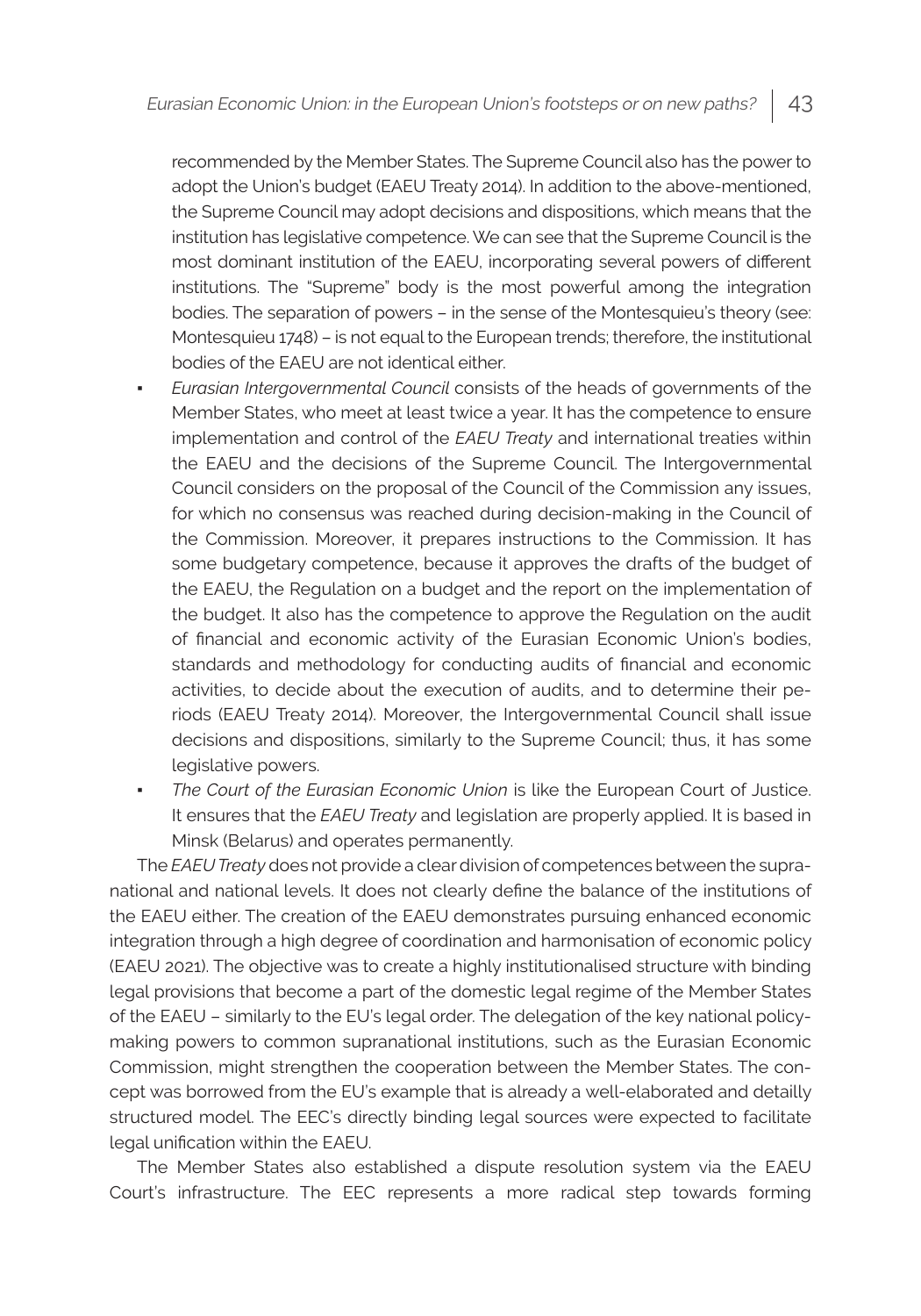recommended by the Member States. The Supreme Council also has the power to adopt the Union's budget (EAEU Treaty 2014). In addition to the above-mentioned, the Supreme Council may adopt decisions and dispositions, which means that the institution has legislative competence. We can see that the Supreme Council is the most dominant institution of the EAEU, incorporating several powers of different institutions. The "Supreme" body is the most powerful among the integration bodies. The separation of powers – in the sense of the Montesquieu's theory (see: Montesquieu 1748) – is not equal to the European trends; therefore, the institutional bodies of the EAEU are not identical either.

- *Eurasian Intergovernmental Council* consists of the heads of governments of the Member States, who meet at least twice a year. It has the competence to ensure implementation and control of the *EAEU Treaty* and international treaties within the EAEU and the decisions of the Supreme Council. The Intergovernmental Council considers on the proposal of the Council of the Commission any issues, for which no consensus was reached during decision-making in the Council of the Commission. Moreover, it prepares instructions to the Commission. It has some budgetary competence, because it approves the drafts of the budget of the EAEU, the Regulation on a budget and the report on the implementation of the budget. It also has the competence to approve the Regulation on the audit of financial and economic activity of the Eurasian Economic Union's bodies, standards and methodology for conducting audits of financial and economic activities, to decide about the execution of audits, and to determine their periods (EAEU Treaty 2014). Moreover, the Intergovernmental Council shall issue decisions and dispositions, similarly to the Supreme Council; thus, it has some legislative powers.
- *The Court of the Eurasian Economic Union* is like the European Court of Justice. It ensures that the *EAEU Treaty* and legislation are properly applied. It is based in Minsk (Belarus) and operates permanently.

The *EAEU Treaty* does not provide a clear division of competences between the supranational and national levels. It does not clearly define the balance of the institutions of the EAEU either. The creation of the EAEU demonstrates pursuing enhanced economic integration through a high degree of coordination and harmonisation of economic policy (EAEU 2021). The objective was to create a highly institutionalised structure with binding legal provisions that become a part of the domestic legal regime of the Member States of the EAEU – similarly to the EU's legal order. The delegation of the key national policy-making powers to common supranational institutions, such as the Eurasian Economic Commission, might strengthen the cooperation between the Member States. The concept was borrowed from the EU's example that is already a well-elaborated and detailly structured model. The EEC's directly binding legal sources were expected to facilitate legal unification within the EAEU.

The Member States also established a dispute resolution system via the EAEU Court's infrastructure. The EEC represents a more radical step towards forming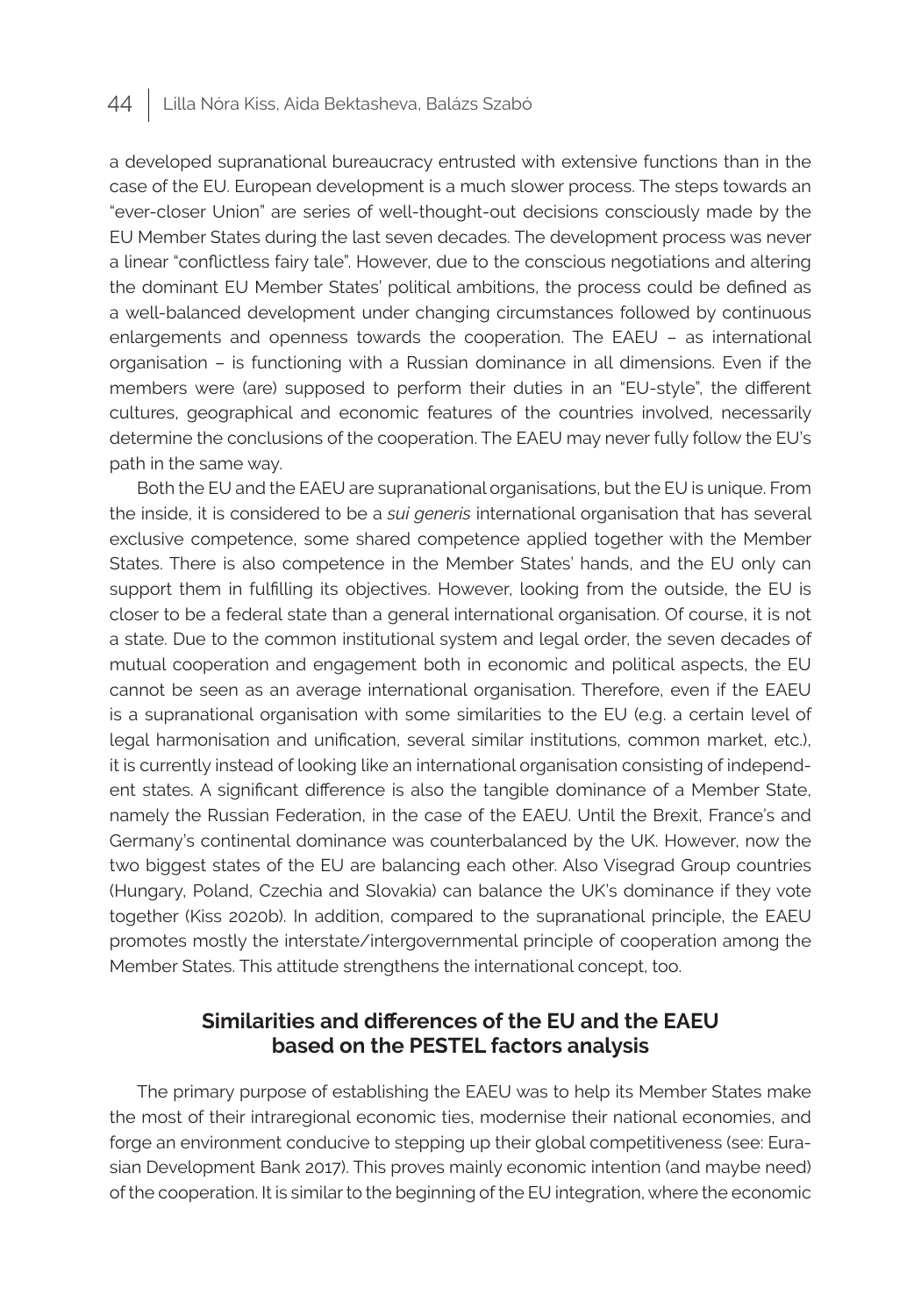a developed supranational bureaucracy entrusted with extensive functions than in the case of the EU. European development is a much slower process. The steps towards an "ever-closer Union" are series of well-thought-out decisions consciously made by the EU Member States during the last seven decades. The development process was never a linear "conflictless fairy tale". However, due to the conscious negotiations and altering the dominant EU Member States' political ambitions, the process could be defined as a well-balanced development under changing circumstances followed by continuous enlargements and openness towards the cooperation. The EAEU – as international organisation – is functioning with a Russian dominance in all dimensions. Even if the members were (are) supposed to perform their duties in an "EU-style", the different cultures, geographical and economic features of the countries involved, necessarily determine the conclusions of the cooperation. The EAEU may never fully follow the EU's path in the same way.

Both the EU and the EAEU are supranational organisations, but the EU is unique. From the inside, it is considered to be a *sui generis* international organisation that has several exclusive competence, some shared competence applied together with the Member States. There is also competence in the Member States' hands, and the EU only can support them in fulfilling its objectives. However, looking from the outside, the EU is closer to be a federal state than a general international organisation. Of course, it is not a state. Due to the common institutional system and legal order, the seven decades of mutual cooperation and engagement both in economic and political aspects, the EU cannot be seen as an average international organisation. Therefore, even if the EAEU is a supranational organisation with some similarities to the EU (e.g. a certain level of legal harmonisation and unification, several similar institutions, common market, etc.), it is currently instead of looking like an international organisation consisting of independent states. A significant difference is also the tangible dominance of a Member State, namely the Russian Federation, in the case of the EAEU. Until the Brexit, France's and Germany's continental dominance was counterbalanced by the UK. However, now the two biggest states of the EU are balancing each other. Also Visegrad Group countries (Hungary, Poland, Czechia and Slovakia) can balance the UK's dominance if they vote together (Kiss 2020b). In addition, compared to the supranational principle, the EAEU promotes mostly the interstate/intergovernmental principle of cooperation among the Member States. This attitude strengthens the international concept, too.

## Similarities and differences of the EU and the EAEU based on the PESTEL factors analysis

The primary purpose of establishing the EAEU was to help its Member States make the most of their intraregional economic ties, modernise their national economies, and forge an environment conducive to stepping up their global competitiveness (see: Eurasian Development Bank 2017). This proves mainly economic intention (and maybe need) of the cooperation. It is similar to the beginning of the EU integration, where the economic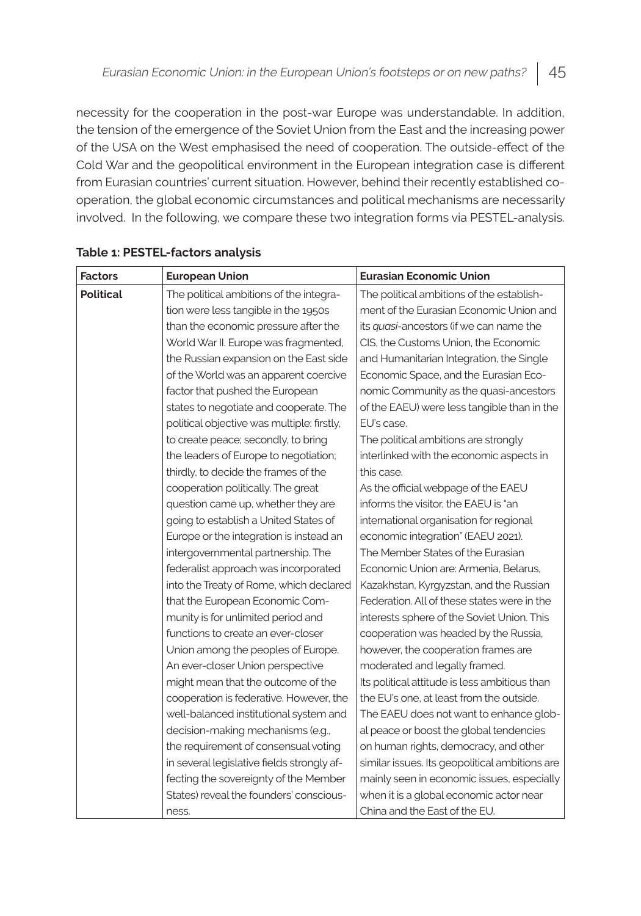necessity for the cooperation in the post-war Europe was understandable. In addition, the tension of the emergence of the Soviet Union from the East and the increasing power of the USA on the West emphasised the need of cooperation. The outside-effect of the Cold War and the geopolitical environment in the European integration case is different from Eurasian countries' current situation. However, behind their recently established cooperation, the global economic circumstances and political mechanisms are necessarily involved. In the following, we compare these two integration forms via PESTEL-analysis.

**Table 1: PESTEL-factors analysis**

| Factors | European Union | Eurasian Economic Union |
|---|---|---|
| **Political** | The political ambitions of the integration were less tangible in the 1950s than the economic pressure after the World War II. Europe was fragmented, the Russian expansion on the East side of the World was an apparent coercive factor that pushed the European states to negotiate and cooperate. The political objective was multiple: firstly, to create peace; secondly, to bring the leaders of Europe to negotiation; thirdly, to decide the frames of the cooperation politically. The great question came up, whether they are going to establish a United States of Europe or the integration is instead an intergovernmental partnership. The federalist approach was incorporated into the Treaty of Rome, which declared that the European Economic Community is for unlimited period and functions to create an ever-closer Union among the peoples of Europe. An ever-closer Union perspective might mean that the outcome of the cooperation is federative. However, the well-balanced institutional system and decision-making mechanisms (e.g., the requirement of consensual voting in several legislative fields strongly affecting the sovereignty of the Member States) reveal the founders' consciousness. | The political ambitions of the establishment of the Eurasian Economic Union and its *quasi*-ancestors (if we can name the CIS, the Customs Union, the Economic and Humanitarian Integration, the Single Economic Space, and the Eurasian Economic Community as the quasi-ancestors of the EAEU) were less tangible than in the EU's case.<br>The political ambitions are strongly interlinked with the economic aspects in this case.<br>As the official webpage of the EAEU informs the visitor, the EAEU is "an international organisation for regional economic integration" (EAEU 2021).<br>The Member States of the Eurasian Economic Union are: Armenia, Belarus, Kazakhstan, Kyrgyzstan, and the Russian Federation. All of these states were in the interests sphere of the Soviet Union. This cooperation was headed by the Russia, however, the cooperation frames are moderated and legally framed.<br>Its political attitude is less ambitious than the EU's one, at least from the outside. The EAEU does not want to enhance global peace or boost the global tendencies on human rights, democracy, and other similar issues. Its geopolitical ambitions are mainly seen in economic issues, especially when it is a global economic actor near China and the East of the EU. |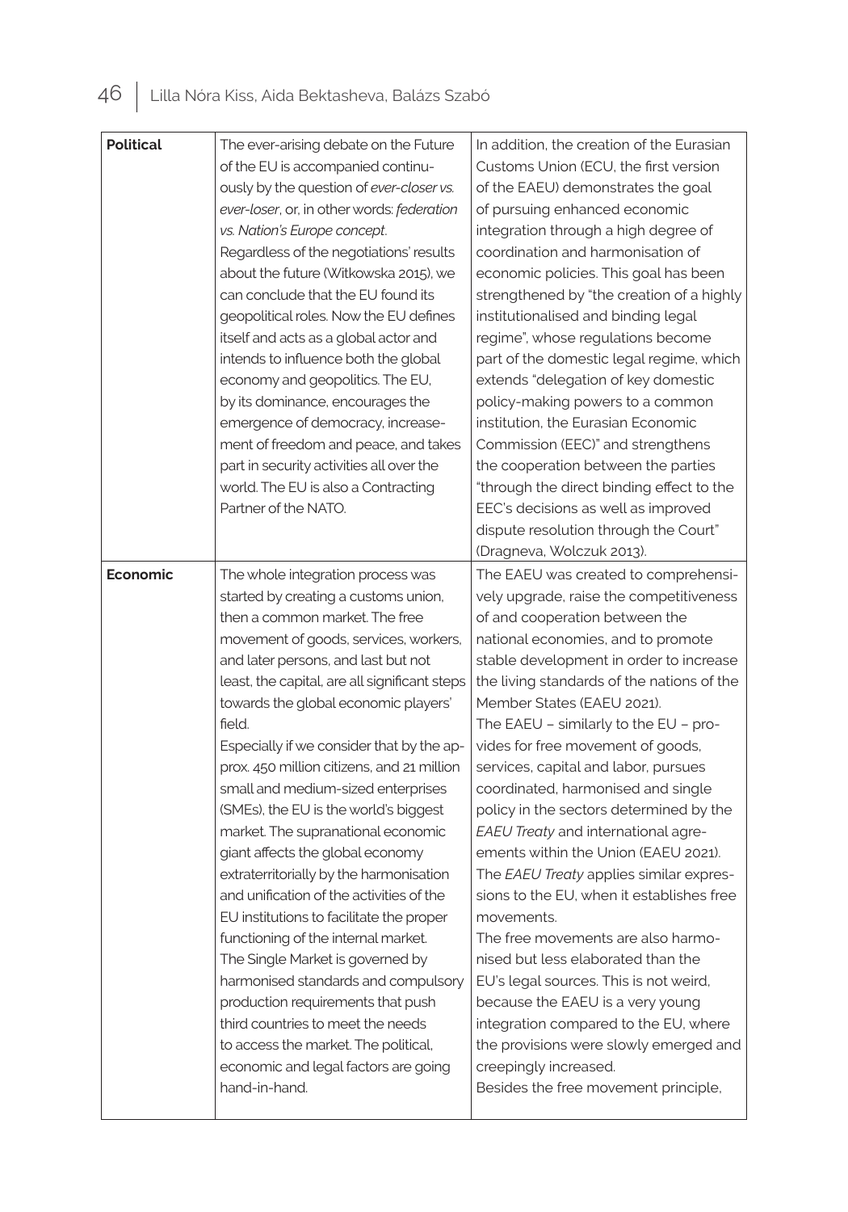| | | |
|---|---|---|
| **Political** | The ever-arising debate on the Future of the EU is accompanied continuously by the question of *ever-closer vs. ever-loser*, or, in other words: *federation vs. Nation's Europe concept*. Regardless of the negotiations' results about the future (Witkowska 2015), we can conclude that the EU found its geopolitical roles. Now the EU defines itself and acts as a global actor and intends to influence both the global economy and geopolitics. The EU, by its dominance, encourages the emergence of democracy, increasement of freedom and peace, and takes part in security activities all over the world. The EU is also a Contracting Partner of the NATO. | In addition, the creation of the Eurasian Customs Union (ECU, the first version of the EAEU) demonstrates the goal of pursuing enhanced economic integration through a high degree of coordination and harmonisation of economic policies. This goal has been strengthened by "the creation of a highly institutionalised and binding legal regime", whose regulations become part of the domestic legal regime, which extends "delegation of key domestic policy-making powers to a common institution, the Eurasian Economic Commission (EEC)" and strengthens the cooperation between the parties "through the direct binding effect to the EEC's decisions as well as improved dispute resolution through the Court" (Dragneva, Wolczuk 2013). |
| **Economic** | The whole integration process was started by creating a customs union, then a common market. The free movement of goods, services, workers, and later persons, and last but not least, the capital, are all significant steps towards the global economic players' field.<br>Especially if we consider that by the approx. 450 million citizens, and 21 million small and medium-sized enterprises (SMEs), the EU is the world's biggest market. The supranational economic giant affects the global economy extraterritorially by the harmonisation and unification of the activities of the EU institutions to facilitate the proper functioning of the internal market.<br>The Single Market is governed by harmonised standards and compulsory production requirements that push third countries to meet the needs to access the market. The political, economic and legal factors are going hand-in-hand. | The EAEU was created to comprehensively upgrade, raise the competitiveness of and cooperation between the national economies, and to promote stable development in order to increase the living standards of the nations of the Member States (EAEU 2021).<br>The EAEU – similarly to the EU – provides for free movement of goods, services, capital and labor, pursues coordinated, harmonised and single policy in the sectors determined by the *EAEU Treaty* and international agreements within the Union (EAEU 2021).<br>The *EAEU Treaty* applies similar expressions to the EU, when it establishes free movements.<br>The free movements are also harmonised but less elaborated than the EU's legal sources. This is not weird, because the EAEU is a very young integration compared to the EU, where the provisions were slowly emerged and creepingly increased.<br>Besides the free movement principle, |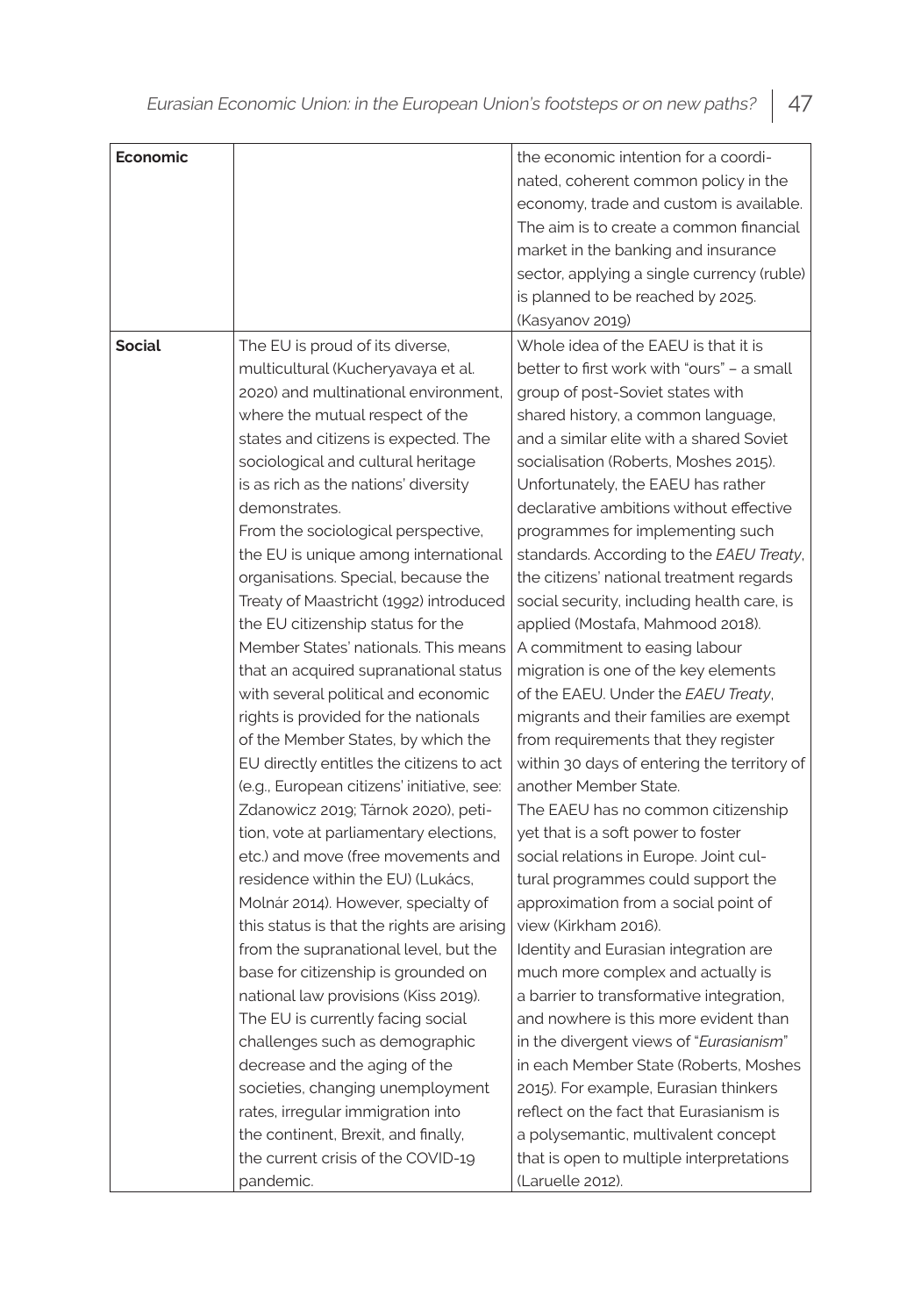| | | |
|---|---|---|
| **Economic** | | the economic intention for a coordinated, coherent common policy in the economy, trade and custom is available. The aim is to create a common financial market in the banking and insurance sector, applying a single currency (ruble) is planned to be reached by 2025. (Kasyanov 2019) |
| **Social** | The EU is proud of its diverse, multicultural (Kucheryavaya et al. 2020) and multinational environment, where the mutual respect of the states and citizens is expected. The sociological and cultural heritage is as rich as the nations' diversity demonstrates.<br>From the sociological perspective, the EU is unique among international organisations. Special, because the Treaty of Maastricht (1992) introduced the EU citizenship status for the Member States' nationals. This means that an acquired supranational status with several political and economic rights is provided for the nationals of the Member States, by which the EU directly entitles the citizens to act (e.g., European citizens' initiative, see: Zdanowicz 2019; Tárnok 2020), petition, vote at parliamentary elections, etc.) and move (free movements and residence within the EU) (Lukács, Molnár 2014). However, specialty of this status is that the rights are arising from the supranational level, but the base for citizenship is grounded on national law provisions (Kiss 2019).<br>The EU is currently facing social challenges such as demographic decrease and the aging of the societies, changing unemployment rates, irregular immigration into the continent, Brexit, and finally, the current crisis of the COVID-19 pandemic. | Whole idea of the EAEU is that it is better to first work with "ours" – a small group of post-Soviet states with shared history, a common language, and a similar elite with a shared Soviet socialisation (Roberts, Moshes 2015). Unfortunately, the EAEU has rather declarative ambitions without effective programmes for implementing such standards. According to the *EAEU Treaty*, the citizens' national treatment regards social security, including health care, is applied (Mostafa, Mahmood 2018).<br>A commitment to easing labour migration is one of the key elements of the EAEU. Under the *EAEU Treaty*, migrants and their families are exempt from requirements that they register within 30 days of entering the territory of another Member State.<br>The EAEU has no common citizenship yet that is a soft power to foster social relations in Europe. Joint cultural programmes could support the approximation from a social point of view (Kirkham 2016).<br>Identity and Eurasian integration are much more complex and actually is a barrier to transformative integration, and nowhere is this more evident than in the divergent views of "*Eurasianism*" in each Member State (Roberts, Moshes 2015). For example, Eurasian thinkers reflect on the fact that Eurasianism is a polysemantic, multivalent concept that is open to multiple interpretations (Laruelle 2012). |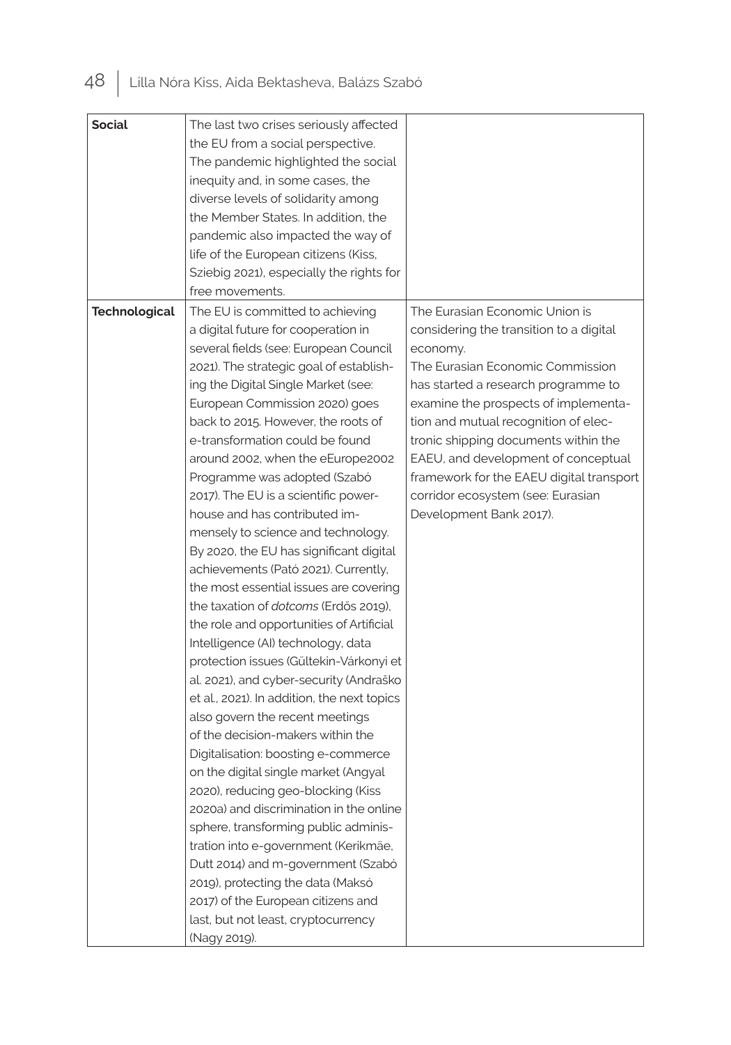| | | |
|---|---|---|
| **Social** | The last two crises seriously affected the EU from a social perspective. The pandemic highlighted the social inequity and, in some cases, the diverse levels of solidarity among the Member States. In addition, the pandemic also impacted the way of life of the European citizens (Kiss, Sziebig 2021), especially the rights for free movements. | |
| **Technological** | The EU is committed to achieving a digital future for cooperation in several fields (see: European Council 2021). The strategic goal of establishing the Digital Single Market (see: European Commission 2020) goes back to 2015. However, the roots of e-transformation could be found around 2002, when the eEurope2002 Programme was adopted (Szabó 2017). The EU is a scientific powerhouse and has contributed immensely to science and technology. By 2020, the EU has significant digital achievements (Pató 2021). Currently, the most essential issues are covering the taxation of *dotcoms* (Erdős 2019), the role and opportunities of Artificial Intelligence (AI) technology, data protection issues (Gültekin-Várkonyi et al. 2021), and cyber-security (Andraško et al., 2021). In addition, the next topics also govern the recent meetings of the decision-makers within the Digitalisation: boosting e-commerce on the digital single market (Angyal 2020), reducing geo-blocking (Kiss 2020a) and discrimination in the online sphere, transforming public administration into e-government (Kerikmäe, Dutt 2014) and m-government (Szabó 2019), protecting the data (Maksó 2017) of the European citizens and last, but not least, cryptocurrency (Nagy 2019). | The Eurasian Economic Union is considering the transition to a digital economy. The Eurasian Economic Commission has started a research programme to examine the prospects of implementation and mutual recognition of electronic shipping documents within the EAEU, and development of conceptual framework for the EAEU digital transport corridor ecosystem (see: Eurasian Development Bank 2017). |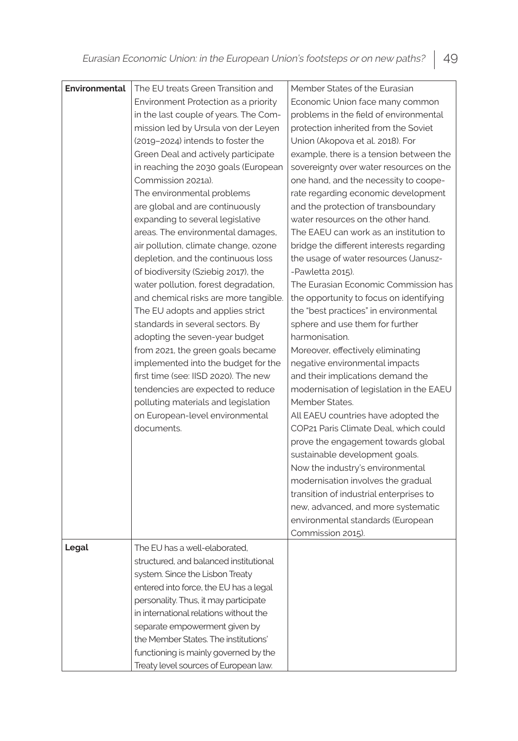| | | |
|---|---|---|
| **Environmental** | The EU treats Green Transition and Environment Protection as a priority in the last couple of years. The Commission led by Ursula von der Leyen (2019–2024) intends to foster the Green Deal and actively participate in reaching the 2030 goals (European Commission 2021a).<br>The environmental problems are global and are continuously expanding to several legislative areas. The environmental damages, air pollution, climate change, ozone depletion, and the continuous loss of biodiversity (Sziebig 2017), the water pollution, forest degradation, and chemical risks are more tangible. The EU adopts and applies strict standards in several sectors. By adopting the seven-year budget from 2021, the green goals became implemented into the budget for the first time (see: IISD 2020). The new tendencies are expected to reduce polluting materials and legislation on European-level environmental documents. | Member States of the Eurasian Economic Union face many common problems in the field of environmental protection inherited from the Soviet Union (Akopova et al. 2018). For example, there is a tension between the sovereignty over water resources on the one hand, and the necessity to cooperate regarding economic development and the protection of transboundary water resources on the other hand.<br>The EAEU can work as an institution to bridge the different interests regarding the usage of water resources (Janusz-Pawletta 2015).<br>The Eurasian Economic Commission has the opportunity to focus on identifying the "best practices" in environmental sphere and use them for further harmonisation.<br>Moreover, effectively eliminating negative environmental impacts and their implications demand the modernisation of legislation in the EAEU Member States.<br>All EAEU countries have adopted the COP21 Paris Climate Deal, which could prove the engagement towards global sustainable development goals.<br>Now the industry's environmental modernisation involves the gradual transition of industrial enterprises to new, advanced, and more systematic environmental standards (European Commission 2015). |
| **Legal** | The EU has a well-elaborated, structured, and balanced institutional system. Since the Lisbon Treaty entered into force, the EU has a legal personality. Thus, it may participate in international relations without the separate empowerment given by the Member States. The institutions' functioning is mainly governed by the Treaty level sources of European law. | |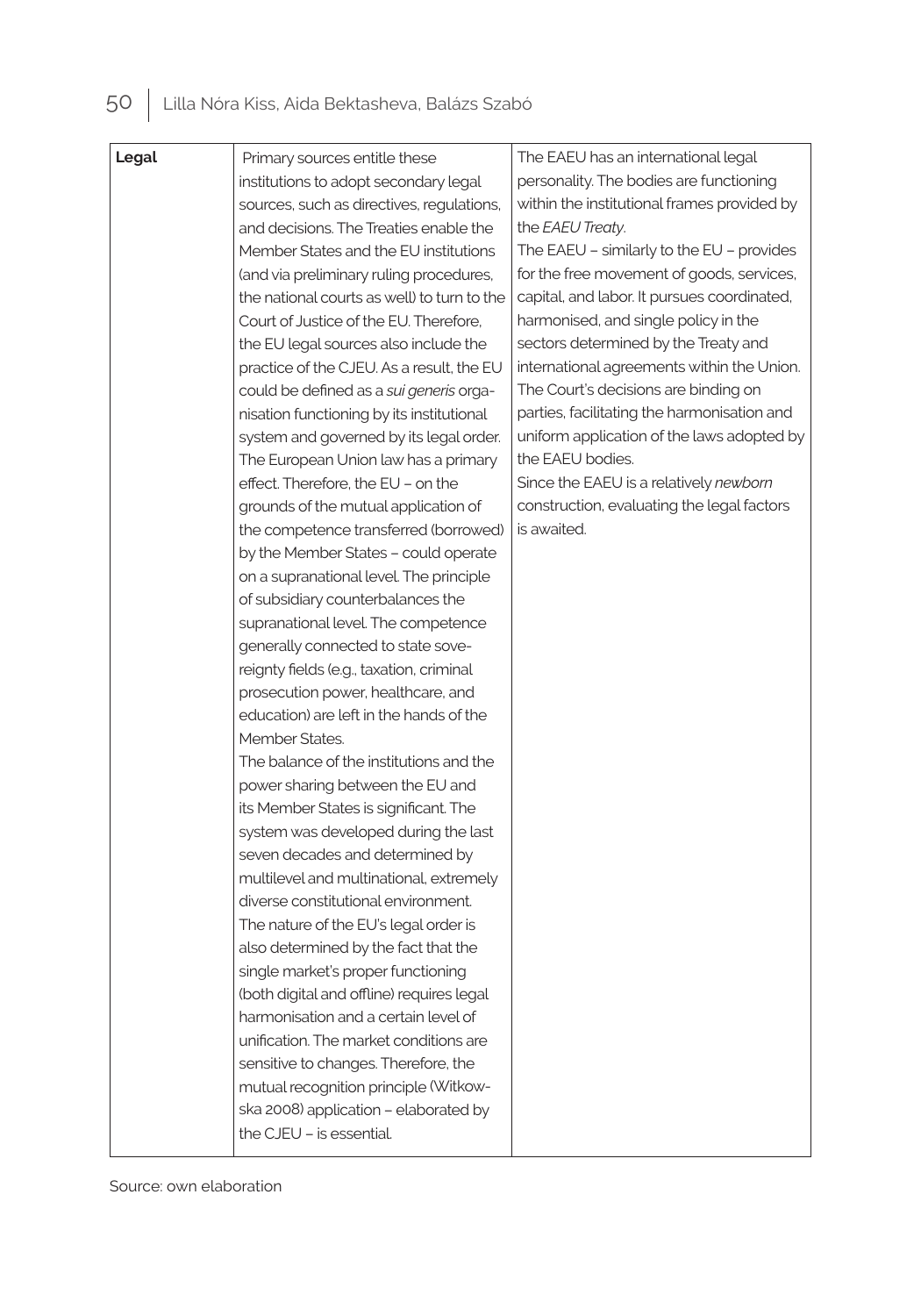| **Legal** | Primary sources entitle these institutions to adopt secondary legal sources, such as directives, regulations, and decisions. The Treaties enable the Member States and the EU institutions (and via preliminary ruling procedures, the national courts as well) to turn to the Court of Justice of the EU. Therefore, the EU legal sources also include the practice of the CJEU. As a result, the EU could be defined as a *sui generis* organisation functioning by its institutional system and governed by its legal order. The European Union law has a primary effect. Therefore, the EU – on the grounds of the mutual application of the competence transferred (borrowed) by the Member States – could operate on a supranational level. The principle of subsidiary counterbalances the supranational level. The competence generally connected to state sovereignty fields (e.g., taxation, criminal prosecution power, healthcare, and education) are left in the hands of the Member States.<br>The balance of the institutions and the power sharing between the EU and its Member States is significant. The system was developed during the last seven decades and determined by multilevel and multinational, extremely diverse constitutional environment. The nature of the EU's legal order is also determined by the fact that the single market's proper functioning (both digital and offline) requires legal harmonisation and a certain level of unification. The market conditions are sensitive to changes. Therefore, the mutual recognition principle (Witkowska 2008) application – elaborated by the CJEU – is essential. | The EAEU has an international legal personality. The bodies are functioning within the institutional frames provided by the *EAEU Treaty*.<br>The EAEU – similarly to the EU – provides for the free movement of goods, services, capital, and labor. It pursues coordinated, harmonised, and single policy in the sectors determined by the Treaty and international agreements within the Union. The Court's decisions are binding on parties, facilitating the harmonisation and uniform application of the laws adopted by the EAEU bodies.<br>Since the EAEU is a relatively *newborn* construction, evaluating the legal factors is awaited. |
|---|---|---|

Source: own elaboration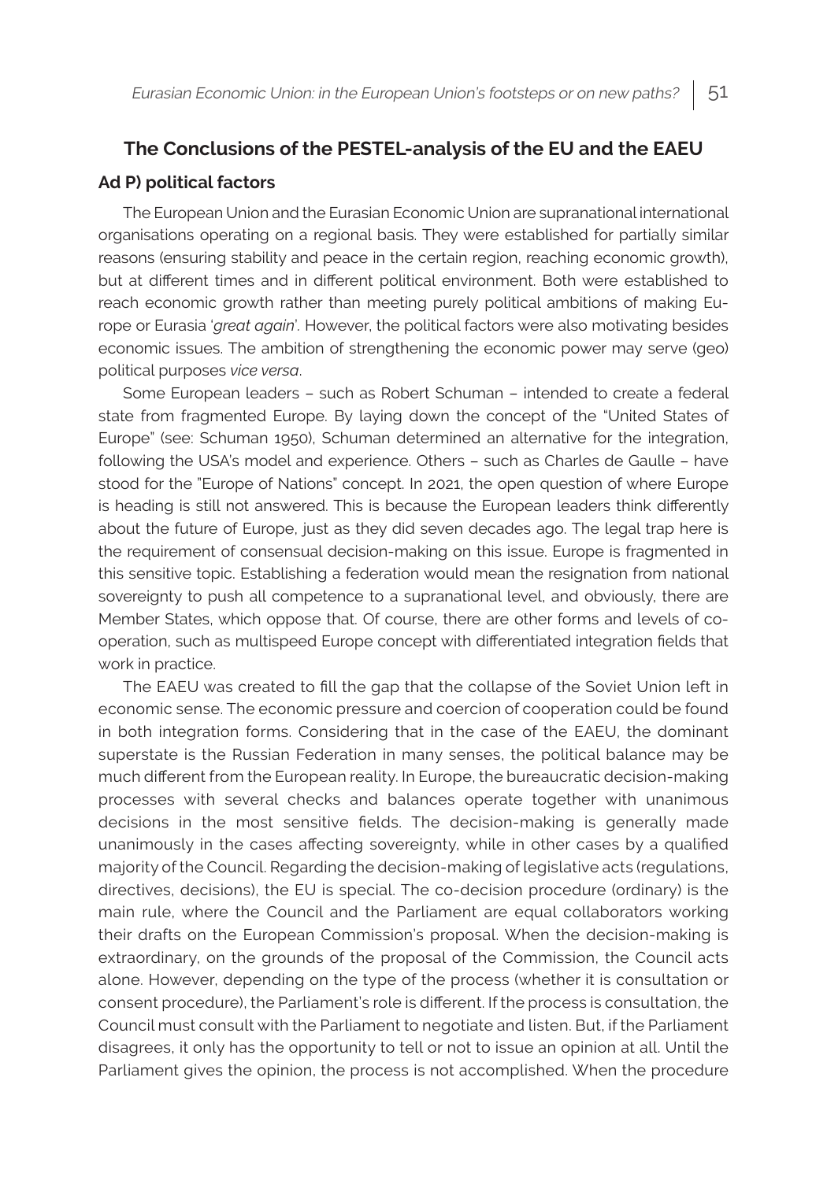## The Conclusions of the PESTEL-analysis of the EU and the EAEU

### Ad P) political factors

The European Union and the Eurasian Economic Union are supranational international organisations operating on a regional basis. They were established for partially similar reasons (ensuring stability and peace in the certain region, reaching economic growth), but at different times and in different political environment. Both were established to reach economic growth rather than meeting purely political ambitions of making Europe or Eurasia '*great again*'. However, the political factors were also motivating besides economic issues. The ambition of strengthening the economic power may serve (geo) political purposes *vice versa*.

Some European leaders – such as Robert Schuman – intended to create a federal state from fragmented Europe. By laying down the concept of the "United States of Europe" (see: Schuman 1950), Schuman determined an alternative for the integration, following the USA's model and experience. Others – such as Charles de Gaulle – have stood for the "Europe of Nations" concept. In 2021, the open question of where Europe is heading is still not answered. This is because the European leaders think differently about the future of Europe, just as they did seven decades ago. The legal trap here is the requirement of consensual decision-making on this issue. Europe is fragmented in this sensitive topic. Establishing a federation would mean the resignation from national sovereignty to push all competence to a supranational level, and obviously, there are Member States, which oppose that. Of course, there are other forms and levels of co-operation, such as multispeed Europe concept with differentiated integration fields that work in practice.

The EAEU was created to fill the gap that the collapse of the Soviet Union left in economic sense. The economic pressure and coercion of cooperation could be found in both integration forms. Considering that in the case of the EAEU, the dominant superstate is the Russian Federation in many senses, the political balance may be much different from the European reality. In Europe, the bureaucratic decision-making processes with several checks and balances operate together with unanimous decisions in the most sensitive fields. The decision-making is generally made unanimously in the cases affecting sovereignty, while in other cases by a qualified majority of the Council. Regarding the decision-making of legislative acts (regulations, directives, decisions), the EU is special. The co-decision procedure (ordinary) is the main rule, where the Council and the Parliament are equal collaborators working their drafts on the European Commission's proposal. When the decision-making is extraordinary, on the grounds of the proposal of the Commission, the Council acts alone. However, depending on the type of the process (whether it is consultation or consent procedure), the Parliament's role is different. If the process is consultation, the Council must consult with the Parliament to negotiate and listen. But, if the Parliament disagrees, it only has the opportunity to tell or not to issue an opinion at all. Until the Parliament gives the opinion, the process is not accomplished. When the procedure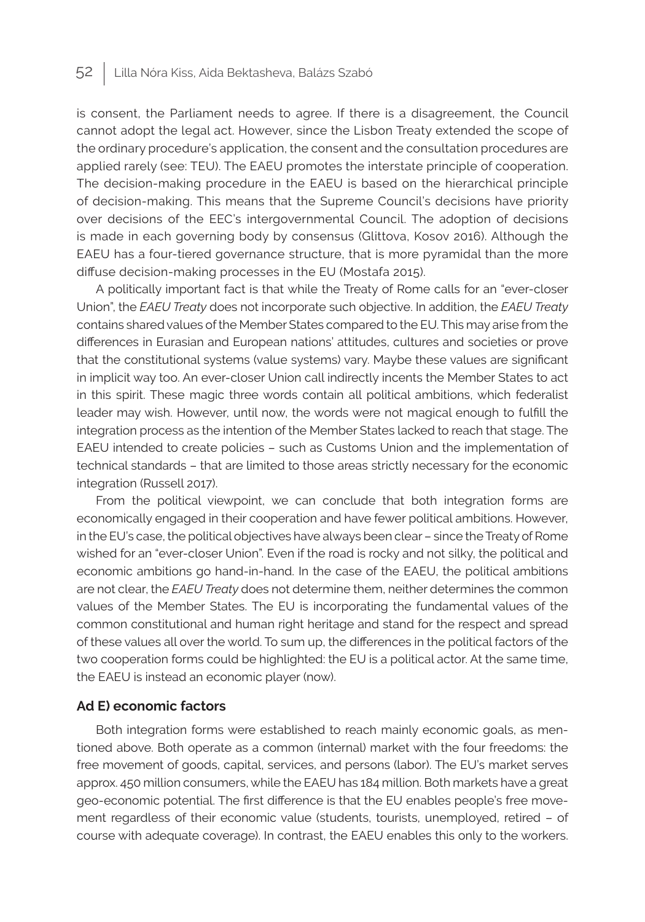is consent, the Parliament needs to agree. If there is a disagreement, the Council cannot adopt the legal act. However, since the Lisbon Treaty extended the scope of the ordinary procedure's application, the consent and the consultation procedures are applied rarely (see: TEU). The EAEU promotes the interstate principle of cooperation. The decision-making procedure in the EAEU is based on the hierarchical principle of decision-making. This means that the Supreme Council's decisions have priority over decisions of the EEC's intergovernmental Council. The adoption of decisions is made in each governing body by consensus (Glittova, Kosov 2016). Although the EAEU has a four-tiered governance structure, that is more pyramidal than the more diffuse decision-making processes in the EU (Mostafa 2015).

A politically important fact is that while the Treaty of Rome calls for an "ever-closer Union", the *EAEU Treaty* does not incorporate such objective. In addition, the *EAEU Treaty* contains shared values of the Member States compared to the EU. This may arise from the differences in Eurasian and European nations' attitudes, cultures and societies or prove that the constitutional systems (value systems) vary. Maybe these values are significant in implicit way too. An ever-closer Union call indirectly incents the Member States to act in this spirit. These magic three words contain all political ambitions, which federalist leader may wish. However, until now, the words were not magical enough to fulfill the integration process as the intention of the Member States lacked to reach that stage. The EAEU intended to create policies – such as Customs Union and the implementation of technical standards – that are limited to those areas strictly necessary for the economic integration (Russell 2017).

From the political viewpoint, we can conclude that both integration forms are economically engaged in their cooperation and have fewer political ambitions. However, in the EU's case, the political objectives have always been clear – since the Treaty of Rome wished for an "ever-closer Union". Even if the road is rocky and not silky, the political and economic ambitions go hand-in-hand. In the case of the EAEU, the political ambitions are not clear, the *EAEU Treaty* does not determine them, neither determines the common values of the Member States. The EU is incorporating the fundamental values of the common constitutional and human right heritage and stand for the respect and spread of these values all over the world. To sum up, the differences in the political factors of the two cooperation forms could be highlighted: the EU is a political actor. At the same time, the EAEU is instead an economic player (now).

### Ad E) economic factors

Both integration forms were established to reach mainly economic goals, as mentioned above. Both operate as a common (internal) market with the four freedoms: the free movement of goods, capital, services, and persons (labor). The EU's market serves approx. 450 million consumers, while the EAEU has 184 million. Both markets have a great geo-economic potential. The first difference is that the EU enables people's free movement regardless of their economic value (students, tourists, unemployed, retired – of course with adequate coverage). In contrast, the EAEU enables this only to the workers.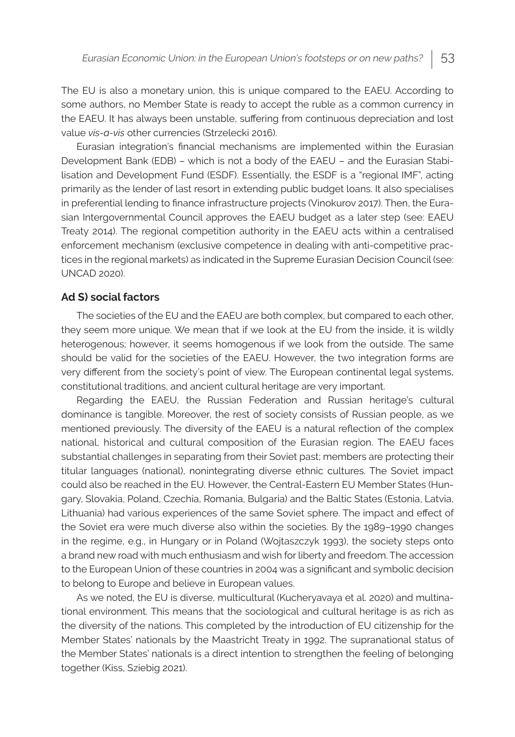The EU is also a monetary union, this is unique compared to the EAEU. According to some authors, no Member State is ready to accept the ruble as a common currency in the EAEU. It has always been unstable, suffering from continuous depreciation and lost value *vis-a-vis* other currencies (Strzelecki 2016).

Eurasian integration's financial mechanisms are implemented within the Eurasian Development Bank (EDB) – which is not a body of the EAEU – and the Eurasian Stabilisation and Development Fund (ESDF). Essentially, the ESDF is a "regional IMF", acting primarily as the lender of last resort in extending public budget loans. It also specialises in preferential lending to finance infrastructure projects (Vinokurov 2017). Then, the Eurasian Intergovernmental Council approves the EAEU budget as a later step (see: EAEU Treaty 2014). The regional competition authority in the EAEU acts within a centralised enforcement mechanism (exclusive competence in dealing with anti-competitive practices in the regional markets) as indicated in the Supreme Eurasian Decision Council (see: UNCAD 2020).

**Ad S) social factors**

The societies of the EU and the EAEU are both complex, but compared to each other, they seem more unique. We mean that if we look at the EU from the inside, it is wildly heterogenous; however, it seems homogenous if we look from the outside. The same should be valid for the societies of the EAEU. However, the two integration forms are very different from the society's point of view. The European continental legal systems, constitutional traditions, and ancient cultural heritage are very important.

Regarding the EAEU, the Russian Federation and Russian heritage's cultural dominance is tangible. Moreover, the rest of society consists of Russian people, as we mentioned previously. The diversity of the EAEU is a natural reflection of the complex national, historical and cultural composition of the Eurasian region. The EAEU faces substantial challenges in separating from their Soviet past; members are protecting their titular languages (national), nonintegrating diverse ethnic cultures. The Soviet impact could also be reached in the EU. However, the Central-Eastern EU Member States (Hungary, Slovakia, Poland, Czechia, Romania, Bulgaria) and the Baltic States (Estonia, Latvia, Lithuania) had various experiences of the same Soviet sphere. The impact and effect of the Soviet era were much diverse also within the societies. By the 1989–1990 changes in the regime, e.g., in Hungary or in Poland (Wojtaszczyk 1993), the society steps onto a brand new road with much enthusiasm and wish for liberty and freedom. The accession to the European Union of these countries in 2004 was a significant and symbolic decision to belong to Europe and believe in European values.

As we noted, the EU is diverse, multicultural (Kucheryavaya et al. 2020) and multinational environment. This means that the sociological and cultural heritage is as rich as the diversity of the nations. This completed by the introduction of EU citizenship for the Member States' nationals by the Maastricht Treaty in 1992. The supranational status of the Member States' nationals is a direct intention to strengthen the feeling of belonging together (Kiss, Sziebig 2021).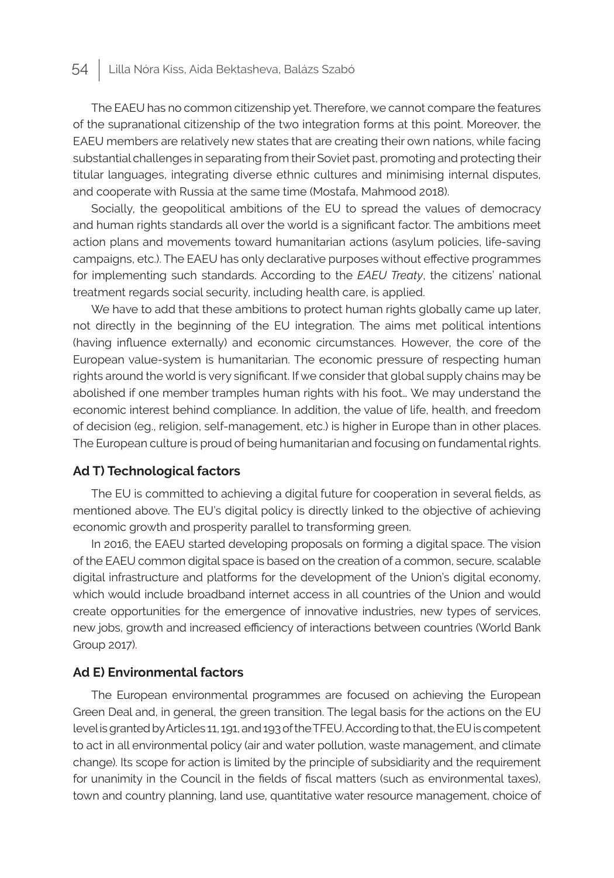The EAEU has no common citizenship yet. Therefore, we cannot compare the features of the supranational citizenship of the two integration forms at this point. Moreover, the EAEU members are relatively new states that are creating their own nations, while facing substantial challenges in separating from their Soviet past, promoting and protecting their titular languages, integrating diverse ethnic cultures and minimising internal disputes, and cooperate with Russia at the same time (Mostafa, Mahmood 2018).

Socially, the geopolitical ambitions of the EU to spread the values of democracy and human rights standards all over the world is a significant factor. The ambitions meet action plans and movements toward humanitarian actions (asylum policies, life-saving campaigns, etc.). The EAEU has only declarative purposes without effective programmes for implementing such standards. According to the *EAEU Treaty*, the citizens' national treatment regards social security, including health care, is applied.

We have to add that these ambitions to protect human rights globally came up later, not directly in the beginning of the EU integration. The aims met political intentions (having influence externally) and economic circumstances. However, the core of the European value-system is humanitarian. The economic pressure of respecting human rights around the world is very significant. If we consider that global supply chains may be abolished if one member tramples human rights with his foot… We may understand the economic interest behind compliance. In addition, the value of life, health, and freedom of decision (eg., religion, self-management, etc.) is higher in Europe than in other places. The European culture is proud of being humanitarian and focusing on fundamental rights.

### Ad T) Technological factors

The EU is committed to achieving a digital future for cooperation in several fields, as mentioned above. The EU's digital policy is directly linked to the objective of achieving economic growth and prosperity parallel to transforming green.

In 2016, the EAEU started developing proposals on forming a digital space. The vision of the EAEU common digital space is based on the creation of a common, secure, scalable digital infrastructure and platforms for the development of the Union's digital economy, which would include broadband internet access in all countries of the Union and would create opportunities for the emergence of innovative industries, new types of services, new jobs, growth and increased efficiency of interactions between countries (World Bank Group 2017).

### Ad E) Environmental factors

The European environmental programmes are focused on achieving the European Green Deal and, in general, the green transition. The legal basis for the actions on the EU level is granted by Articles 11, 191, and 193 of the TFEU. According to that, the EU is competent to act in all environmental policy (air and water pollution, waste management, and climate change). Its scope for action is limited by the principle of subsidiarity and the requirement for unanimity in the Council in the fields of fiscal matters (such as environmental taxes), town and country planning, land use, quantitative water resource management, choice of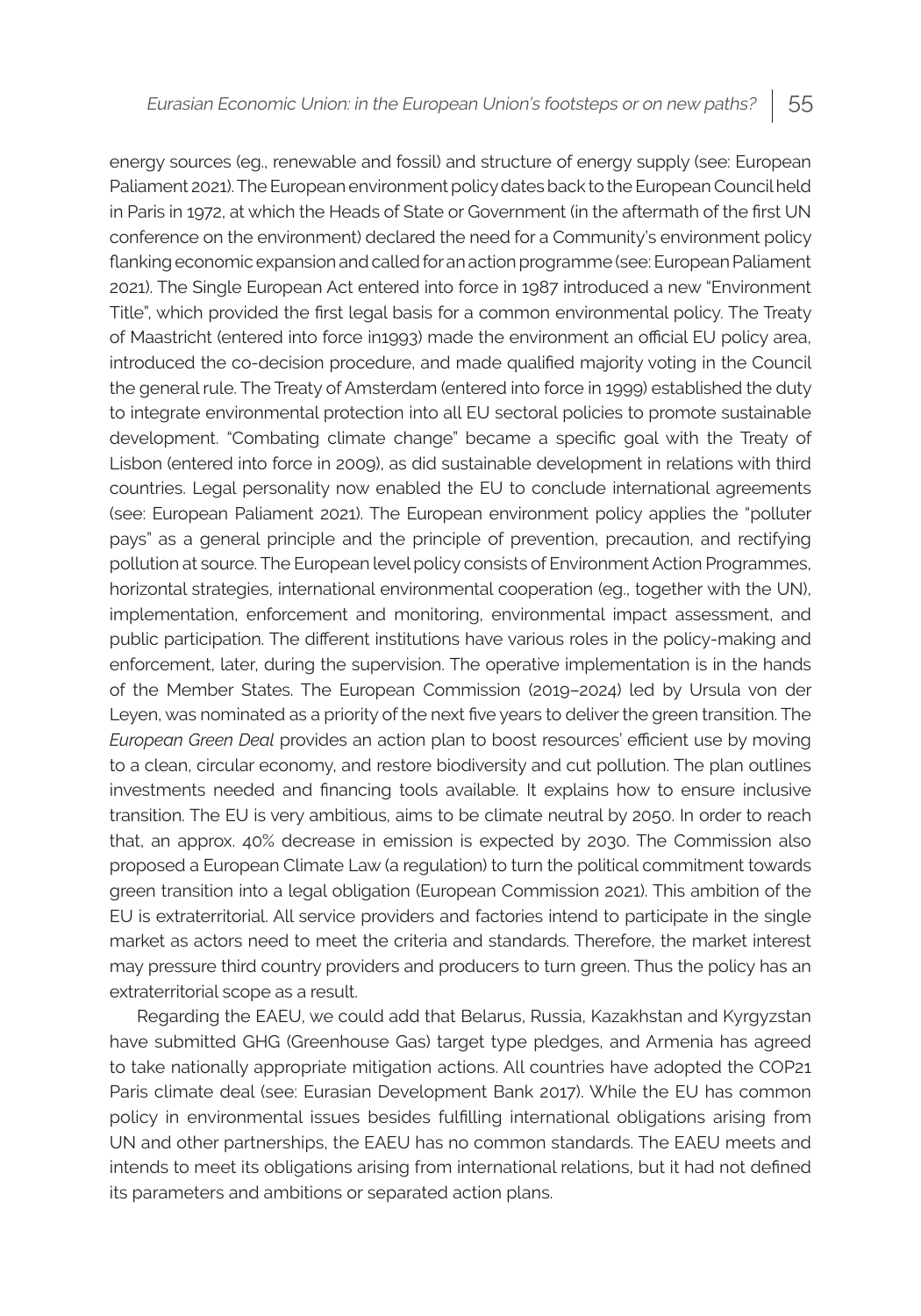energy sources (eg., renewable and fossil) and structure of energy supply (see: European Paliament 2021). The European environment policy dates back to the European Council held in Paris in 1972, at which the Heads of State or Government (in the aftermath of the first UN conference on the environment) declared the need for a Community's environment policy flanking economic expansion and called for an action programme (see: European Paliament 2021). The Single European Act entered into force in 1987 introduced a new "Environment Title", which provided the first legal basis for a common environmental policy. The Treaty of Maastricht (entered into force in1993) made the environment an official EU policy area, introduced the co-decision procedure, and made qualified majority voting in the Council the general rule. The Treaty of Amsterdam (entered into force in 1999) established the duty to integrate environmental protection into all EU sectoral policies to promote sustainable development. "Combating climate change" became a specific goal with the Treaty of Lisbon (entered into force in 2009), as did sustainable development in relations with third countries. Legal personality now enabled the EU to conclude international agreements (see: European Paliament 2021). The European environment policy applies the "polluter pays" as a general principle and the principle of prevention, precaution, and rectifying pollution at source. The European level policy consists of Environment Action Programmes, horizontal strategies, international environmental cooperation (eg., together with the UN), implementation, enforcement and monitoring, environmental impact assessment, and public participation. The different institutions have various roles in the policy-making and enforcement, later, during the supervision. The operative implementation is in the hands of the Member States. The European Commission (2019–2024) led by Ursula von der Leyen, was nominated as a priority of the next five years to deliver the green transition. The *European Green Deal* provides an action plan to boost resources' efficient use by moving to a clean, circular economy, and restore biodiversity and cut pollution. The plan outlines investments needed and financing tools available. It explains how to ensure inclusive transition. The EU is very ambitious, aims to be climate neutral by 2050. In order to reach that, an approx. 40% decrease in emission is expected by 2030. The Commission also proposed a European Climate Law (a regulation) to turn the political commitment towards green transition into a legal obligation (European Commission 2021). This ambition of the EU is extraterritorial. All service providers and factories intend to participate in the single market as actors need to meet the criteria and standards. Therefore, the market interest may pressure third country providers and producers to turn green. Thus the policy has an extraterritorial scope as a result.

Regarding the EAEU, we could add that Belarus, Russia, Kazakhstan and Kyrgyzstan have submitted GHG (Greenhouse Gas) target type pledges, and Armenia has agreed to take nationally appropriate mitigation actions. All countries have adopted the COP21 Paris climate deal (see: Eurasian Development Bank 2017). While the EU has common policy in environmental issues besides fulfilling international obligations arising from UN and other partnerships, the EAEU has no common standards. The EAEU meets and intends to meet its obligations arising from international relations, but it had not defined its parameters and ambitions or separated action plans.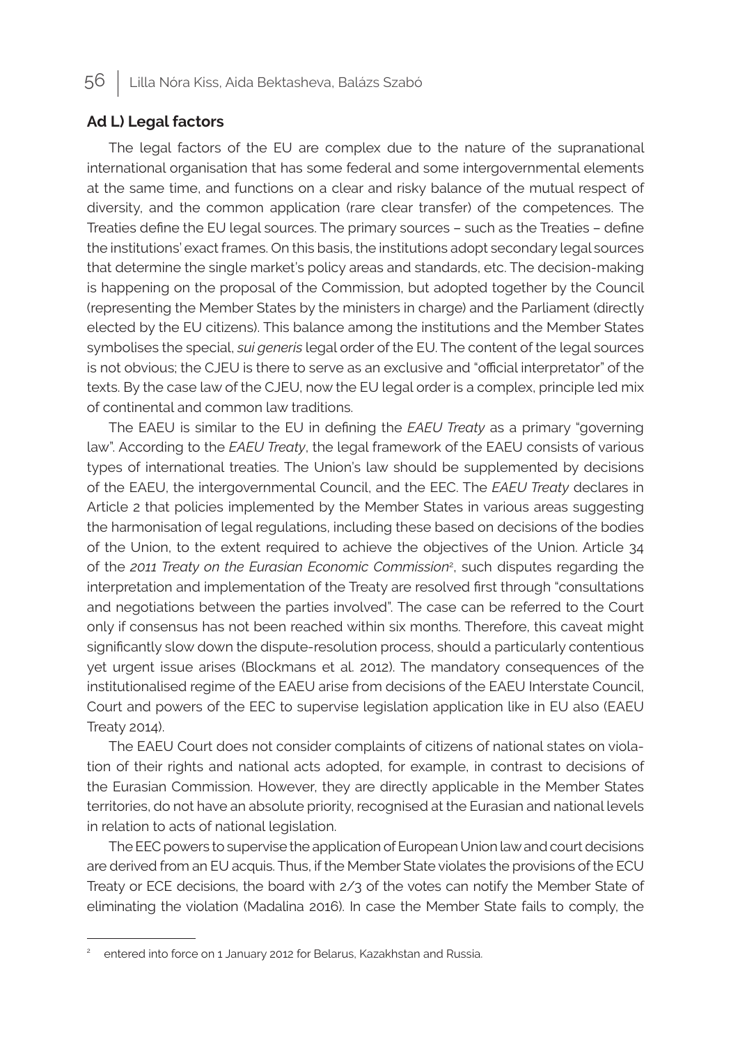**Ad L) Legal factors**

The legal factors of the EU are complex due to the nature of the supranational international organisation that has some federal and some intergovernmental elements at the same time, and functions on a clear and risky balance of the mutual respect of diversity, and the common application (rare clear transfer) of the competences. The Treaties define the EU legal sources. The primary sources – such as the Treaties – define the institutions' exact frames. On this basis, the institutions adopt secondary legal sources that determine the single market's policy areas and standards, etc. The decision-making is happening on the proposal of the Commission, but adopted together by the Council (representing the Member States by the ministers in charge) and the Parliament (directly elected by the EU citizens). This balance among the institutions and the Member States symbolises the special, *sui generis* legal order of the EU. The content of the legal sources is not obvious; the CJEU is there to serve as an exclusive and "official interpretator" of the texts. By the case law of the CJEU, now the EU legal order is a complex, principle led mix of continental and common law traditions.

The EAEU is similar to the EU in defining the *EAEU Treaty* as a primary "governing law". According to the *EAEU Treaty*, the legal framework of the EAEU consists of various types of international treaties. The Union's law should be supplemented by decisions of the EAEU, the intergovernmental Council, and the EEC. The *EAEU Treaty* declares in Article 2 that policies implemented by the Member States in various areas suggesting the harmonisation of legal regulations, including these based on decisions of the bodies of the Union, to the extent required to achieve the objectives of the Union. Article 34 of the *2011 Treaty on the Eurasian Economic Commission*[2], such disputes regarding the interpretation and implementation of the Treaty are resolved first through "consultations and negotiations between the parties involved". The case can be referred to the Court only if consensus has not been reached within six months. Therefore, this caveat might significantly slow down the dispute-resolution process, should a particularly contentious yet urgent issue arises (Blockmans et al. 2012). The mandatory consequences of the institutionalised regime of the EAEU arise from decisions of the EAEU Interstate Council, Court and powers of the EEC to supervise legislation application like in EU also (EAEU Treaty 2014).

The EAEU Court does not consider complaints of citizens of national states on violation of their rights and national acts adopted, for example, in contrast to decisions of the Eurasian Commission. However, they are directly applicable in the Member States territories, do not have an absolute priority, recognised at the Eurasian and national levels in relation to acts of national legislation.

The EEC powers to supervise the application of European Union law and court decisions are derived from an EU acquis. Thus, if the Member State violates the provisions of the ECU Treaty or ECE decisions, the board with 2/3 of the votes can notify the Member State of eliminating the violation (Madalina 2016). In case the Member State fails to comply, the

---

[2] entered into force on 1 January 2012 for Belarus, Kazakhstan and Russia.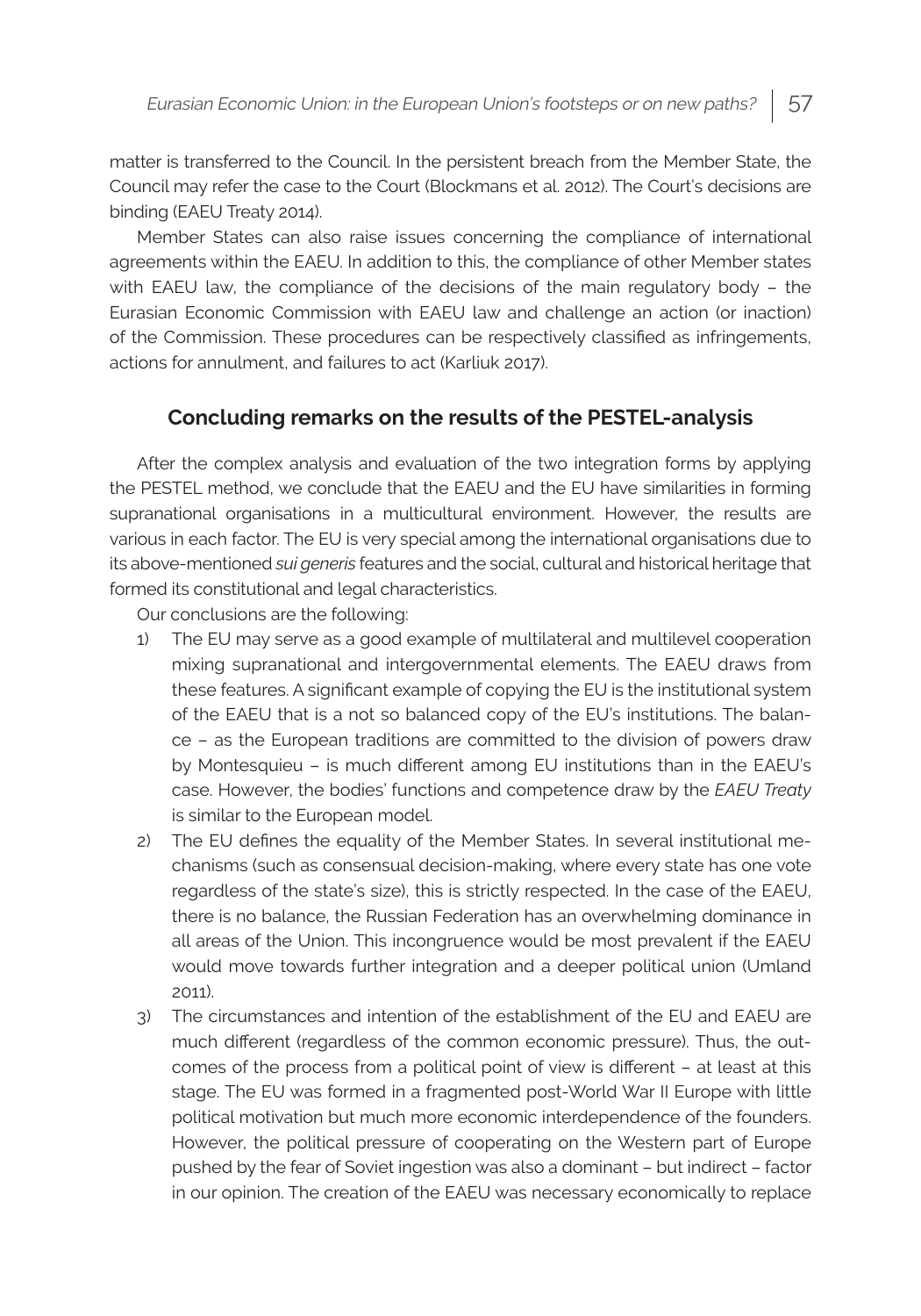matter is transferred to the Council. In the persistent breach from the Member State, the Council may refer the case to the Court (Blockmans et al. 2012). The Court's decisions are binding (EAEU Treaty 2014).

Member States can also raise issues concerning the compliance of international agreements within the EAEU. In addition to this, the compliance of other Member states with EAEU law, the compliance of the decisions of the main regulatory body – the Eurasian Economic Commission with EAEU law and challenge an action (or inaction) of the Commission. These procedures can be respectively classified as infringements, actions for annulment, and failures to act (Karliuk 2017).

## Concluding remarks on the results of the PESTEL-analysis

After the complex analysis and evaluation of the two integration forms by applying the PESTEL method, we conclude that the EAEU and the EU have similarities in forming supranational organisations in a multicultural environment. However, the results are various in each factor. The EU is very special among the international organisations due to its above-mentioned *sui generis* features and the social, cultural and historical heritage that formed its constitutional and legal characteristics.

Our conclusions are the following:

1) The EU may serve as a good example of multilateral and multilevel cooperation mixing supranational and intergovernmental elements. The EAEU draws from these features. A significant example of copying the EU is the institutional system of the EAEU that is a not so balanced copy of the EU's institutions. The balance – as the European traditions are committed to the division of powers draw by Montesquieu – is much different among EU institutions than in the EAEU's case. However, the bodies' functions and competence draw by the *EAEU Treaty* is similar to the European model.
2) The EU defines the equality of the Member States. In several institutional mechanisms (such as consensual decision-making, where every state has one vote regardless of the state's size), this is strictly respected. In the case of the EAEU, there is no balance, the Russian Federation has an overwhelming dominance in all areas of the Union. This incongruence would be most prevalent if the EAEU would move towards further integration and a deeper political union (Umland 2011).
3) The circumstances and intention of the establishment of the EU and EAEU are much different (regardless of the common economic pressure). Thus, the outcomes of the process from a political point of view is different – at least at this stage. The EU was formed in a fragmented post-World War II Europe with little political motivation but much more economic interdependence of the founders. However, the political pressure of cooperating on the Western part of Europe pushed by the fear of Soviet ingestion was also a dominant – but indirect – factor in our opinion. The creation of the EAEU was necessary economically to replace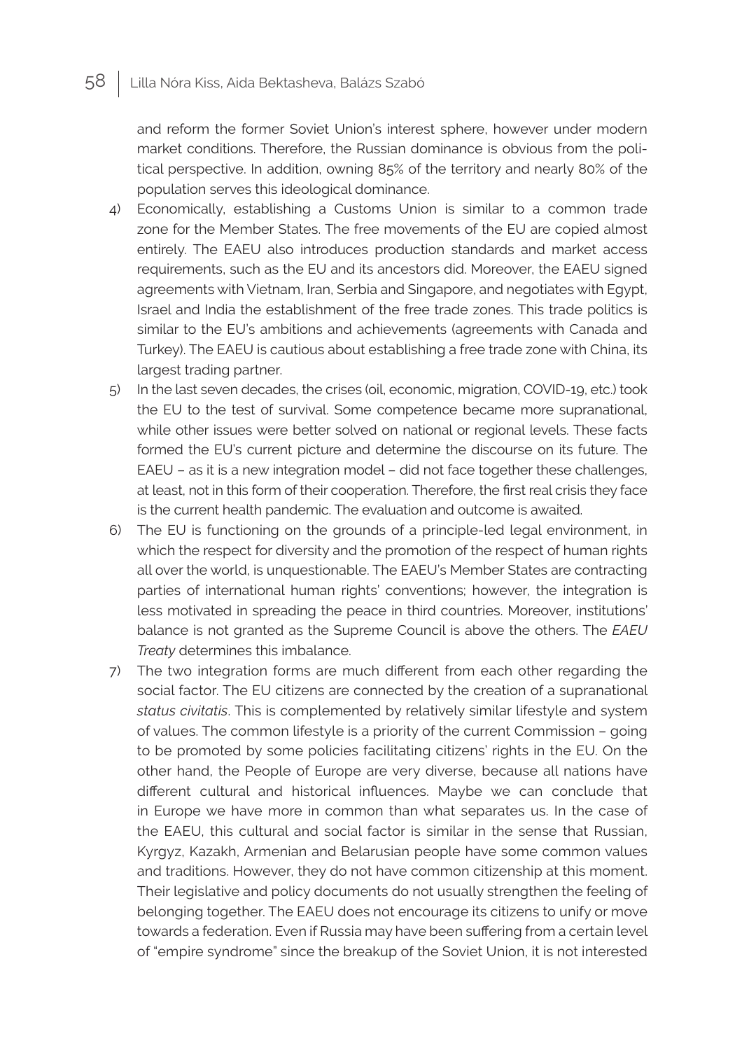and reform the former Soviet Union's interest sphere, however under modern market conditions. Therefore, the Russian dominance is obvious from the political perspective. In addition, owning 85% of the territory and nearly 80% of the population serves this ideological dominance.

4) Economically, establishing a Customs Union is similar to a common trade zone for the Member States. The free movements of the EU are copied almost entirely. The EAEU also introduces production standards and market access requirements, such as the EU and its ancestors did. Moreover, the EAEU signed agreements with Vietnam, Iran, Serbia and Singapore, and negotiates with Egypt, Israel and India the establishment of the free trade zones. This trade politics is similar to the EU's ambitions and achievements (agreements with Canada and Turkey). The EAEU is cautious about establishing a free trade zone with China, its largest trading partner.
5) In the last seven decades, the crises (oil, economic, migration, COVID-19, etc.) took the EU to the test of survival. Some competence became more supranational, while other issues were better solved on national or regional levels. These facts formed the EU's current picture and determine the discourse on its future. The EAEU – as it is a new integration model – did not face together these challenges, at least, not in this form of their cooperation. Therefore, the first real crisis they face is the current health pandemic. The evaluation and outcome is awaited.
6) The EU is functioning on the grounds of a principle-led legal environment, in which the respect for diversity and the promotion of the respect of human rights all over the world, is unquestionable. The EAEU's Member States are contracting parties of international human rights' conventions; however, the integration is less motivated in spreading the peace in third countries. Moreover, institutions' balance is not granted as the Supreme Council is above the others. The *EAEU Treaty* determines this imbalance.
7) The two integration forms are much different from each other regarding the social factor. The EU citizens are connected by the creation of a supranational *status civitatis*. This is complemented by relatively similar lifestyle and system of values. The common lifestyle is a priority of the current Commission – going to be promoted by some policies facilitating citizens' rights in the EU. On the other hand, the People of Europe are very diverse, because all nations have different cultural and historical influences. Maybe we can conclude that in Europe we have more in common than what separates us. In the case of the EAEU, this cultural and social factor is similar in the sense that Russian, Kyrgyz, Kazakh, Armenian and Belarusian people have some common values and traditions. However, they do not have common citizenship at this moment. Their legislative and policy documents do not usually strengthen the feeling of belonging together. The EAEU does not encourage its citizens to unify or move towards a federation. Even if Russia may have been suffering from a certain level of "empire syndrome" since the breakup of the Soviet Union, it is not interested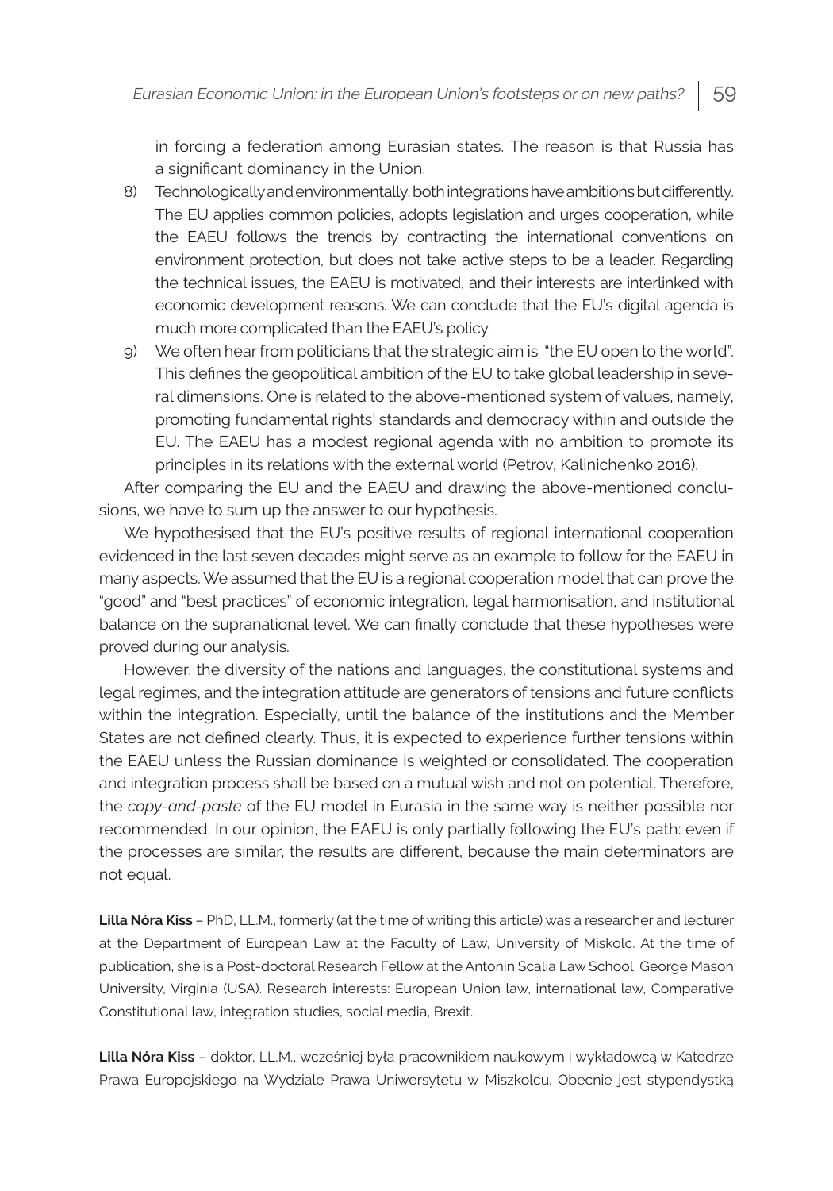in forcing a federation among Eurasian states. The reason is that Russia has a significant dominancy in the Union.

8) Technologically and environmentally, both integrations have ambitions but differently. The EU applies common policies, adopts legislation and urges cooperation, while the EAEU follows the trends by contracting the international conventions on environment protection, but does not take active steps to be a leader. Regarding the technical issues, the EAEU is motivated, and their interests are interlinked with economic development reasons. We can conclude that the EU's digital agenda is much more complicated than the EAEU's policy.
9) We often hear from politicians that the strategic aim is "the EU open to the world". This defines the geopolitical ambition of the EU to take global leadership in several dimensions. One is related to the above-mentioned system of values, namely, promoting fundamental rights' standards and democracy within and outside the EU. The EAEU has a modest regional agenda with no ambition to promote its principles in its relations with the external world (Petrov, Kalinichenko 2016).

After comparing the EU and the EAEU and drawing the above-mentioned conclusions, we have to sum up the answer to our hypothesis.

We hypothesised that the EU's positive results of regional international cooperation evidenced in the last seven decades might serve as an example to follow for the EAEU in many aspects. We assumed that the EU is a regional cooperation model that can prove the "good" and "best practices" of economic integration, legal harmonisation, and institutional balance on the supranational level. We can finally conclude that these hypotheses were proved during our analysis.

However, the diversity of the nations and languages, the constitutional systems and legal regimes, and the integration attitude are generators of tensions and future conflicts within the integration. Especially, until the balance of the institutions and the Member States are not defined clearly. Thus, it is expected to experience further tensions within the EAEU unless the Russian dominance is weighted or consolidated. The cooperation and integration process shall be based on a mutual wish and not on potential. Therefore, the *copy-and-paste* of the EU model in Eurasia in the same way is neither possible nor recommended. In our opinion, the EAEU is only partially following the EU's path: even if the processes are similar, the results are different, because the main determinators are not equal.

**Lilla Nóra Kiss** – PhD, LL.M., formerly (at the time of writing this article) was a researcher and lecturer at the Department of European Law at the Faculty of Law, University of Miskolc. At the time of publication, she is a Post-doctoral Research Fellow at the Antonin Scalia Law School, George Mason University, Virginia (USA). Research interests: European Union law, international law, Comparative Constitutional law, integration studies, social media, Brexit.

**Lilla Nóra Kiss** – doktor, LL.M., wcześniej była pracownikiem naukowym i wykładowcą w Katedrze Prawa Europejskiego na Wydziale Prawa Uniwersytetu w Miszkolcu. Obecnie jest stypendystką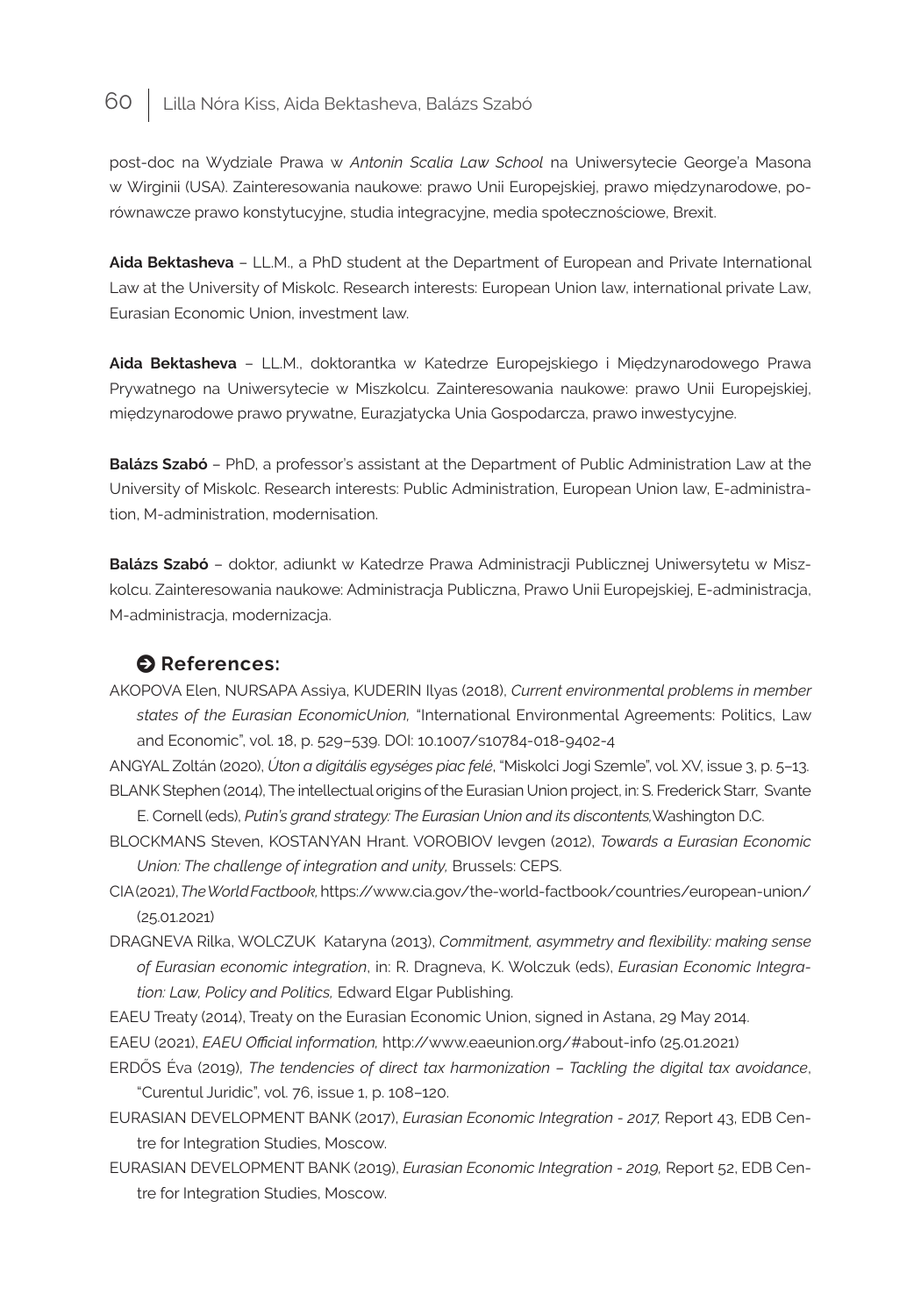post-doc na Wydziale Prawa w *Antonin Scalia Law School* na Uniwersytecie George'a Masona w Wirginii (USA). Zainteresowania naukowe: prawo Unii Europejskiej, prawo międzynarodowe, porównawcze prawo konstytucyjne, studia integracyjne, media społecznościowe, Brexit.

**Aida Bektasheva** – LL.M., a PhD student at the Department of European and Private International Law at the University of Miskolc. Research interests: European Union law, international private Law, Eurasian Economic Union, investment law.

**Aida Bektasheva** – LL.M., doktorantka w Katedrze Europejskiego i Międzynarodowego Prawa Prywatnego na Uniwersytecie w Miszkolcu. Zainteresowania naukowe: prawo Unii Europejskiej, międzynarodowe prawo prywatne, Eurazjatycka Unia Gospodarcza, prawo inwestycyjne.

**Balázs Szabó** – PhD, a professor's assistant at the Department of Public Administration Law at the University of Miskolc. Research interests: Public Administration, European Union law, E-administration, M-administration, modernisation.

**Balázs Szabó** – doktor, adiunkt w Katedrze Prawa Administracji Publicznej Uniwersytetu w Miszkolcu. Zainteresowania naukowe: Administracja Publiczna, Prawo Unii Europejskiej, E-administracja, M-administracja, modernizacja.

## References:

AKOPOVA Elen, NURSAPA Assiya, KUDERIN Ilyas (2018), *Current environmental problems in member states of the Eurasian EconomicUnion,* "International Environmental Agreements: Politics, Law and Economic", vol. 18, p. 529–539. DOI: 10.1007/s10784-018-9402-4

ANGYAL Zoltán (2020), *Úton a digitális egységes piac felé*, "Miskolci Jogi Szemle", vol. XV, issue 3, p. 5–13.

BLANK Stephen (2014), The intellectual origins of the Eurasian Union project, in: S. Frederick Starr, Svante E. Cornell (eds), *Putin's grand strategy: The Eurasian Union and its discontents,* Washington D.C.

BLOCKMANS Steven, KOSTANYAN Hrant. VOROBIOV Ievgen (2012), *Towards a Eurasian Economic Union: The challenge of integration and unity,* Brussels: CEPS.

CIA (2021), *The World Factbook,* https://www.cia.gov/the-world-factbook/countries/european-union/ (25.01.2021)

DRAGNEVA Rilka, WOLCZUK Kataryna (2013), *Commitment, asymmetry and flexibility: making sense of Eurasian economic integration*, in: R. Dragneva, K. Wolczuk (eds), *Eurasian Economic Integration: Law, Policy and Politics,* Edward Elgar Publishing.

EAEU Treaty (2014), Treaty on the Eurasian Economic Union, signed in Astana, 29 May 2014.

EAEU (2021), *EAEU Official information,* http://www.eaeunion.org/#about-info (25.01.2021)

ERDŐS Éva (2019), *The tendencies of direct tax harmonization – Tackling the digital tax avoidance*, "Curentul Juridic", vol. 76, issue 1, p. 108–120.

EURASIAN DEVELOPMENT BANK (2017), *Eurasian Economic Integration - 2017,* Report 43, EDB Centre for Integration Studies, Moscow.

EURASIAN DEVELOPMENT BANK (2019), *Eurasian Economic Integration - 2019,* Report 52, EDB Centre for Integration Studies, Moscow.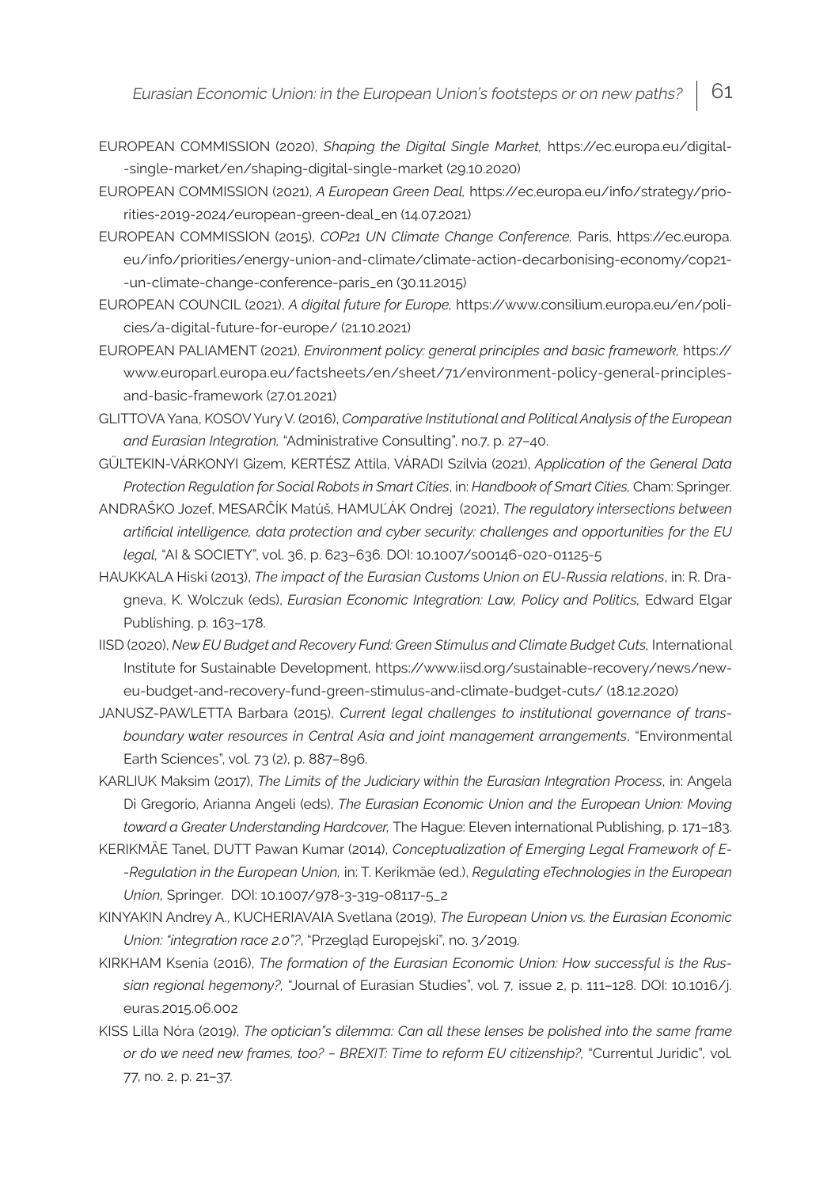EUROPEAN COMMISSION (2020), *Shaping the Digital Single Market,* https://ec.europa.eu/digital-single-market/en/shaping-digital-single-market (29.10.2020)

EUROPEAN COMMISSION (2021), *A European Green Deal,* https://ec.europa.eu/info/strategy/priorities-2019-2024/european-green-deal_en (14.07.2021)

EUROPEAN COMMISSION (2015), *COP21 UN Climate Change Conference,* Paris, https://ec.europa.eu/info/priorities/energy-union-and-climate/climate-action-decarbonising-economy/cop21-un-climate-change-conference-paris_en (30.11.2015)

EUROPEAN COUNCIL (2021), *A digital future for Europe,* https://www.consilium.europa.eu/en/policies/a-digital-future-for-europe/ (21.10.2021)

EUROPEAN PALIAMENT (2021), *Environment policy: general principles and basic framework,* https://www.europarl.europa.eu/factsheets/en/sheet/71/environment-policy-general-principles-and-basic-framework (27.01.2021)

GLITTOVA Yana, KOSOV Yury V. (2016), *Comparative Institutional and Political Analysis of the European and Eurasian Integration,* "Administrative Consulting", no.7, p. 27–40.

GÜLTEKIN-VÁRKONYI Gizem, KERTÉSZ Attila, VÁRADI Szilvia (2021), *Application of the General Data Protection Regulation for Social Robots in Smart Cities*, in: *Handbook of Smart Cities,* Cham: Springer.

ANDRAŠKO Jozef, MESARČÍK Matúš, HAMUĽÁK Ondrej (2021), *The regulatory intersections between artificial intelligence, data protection and cyber security: challenges and opportunities for the EU legal,* "AI & SOCIETY", vol. 36, p. 623–636. DOI: 10.1007/s00146-020-01125-5

HAUKKALA Hiski (2013), *The impact of the Eurasian Customs Union on EU-Russia relations*, in: R. Dragneva, K. Wolczuk (eds), *Eurasian Economic Integration: Law, Policy and Politics,* Edward Elgar Publishing, p. 163–178.

IISD (2020), *New EU Budget and Recovery Fund: Green Stimulus and Climate Budget Cuts,* International Institute for Sustainable Development, https://www.iisd.org/sustainable-recovery/news/new-eu-budget-and-recovery-fund-green-stimulus-and-climate-budget-cuts/ (18.12.2020)

JANUSZ-PAWLETTA Barbara (2015), *Current legal challenges to institutional governance of transboundary water resources in Central Asia and joint management arrangements*, "Environmental Earth Sciences", vol. 73 (2), p. 887–896.

KARLIUK Maksim (2017), *The Limits of the Judiciary within the Eurasian Integration Process*, in: Angela Di Gregorio, Arianna Angeli (eds), *The Eurasian Economic Union and the European Union: Moving toward a Greater Understanding Hardcover,* The Hague: Eleven international Publishing, p. 171–183.

KERIKMÄE Tanel, DUTT Pawan Kumar (2014), *Conceptualization of Emerging Legal Framework of E-Regulation in the European Union,* in: T. Kerikmäe (ed.), *Regulating eTechnologies in the European Union,* Springer. DOI: 10.1007/978-3-319-08117-5_2

KINYAKIN Andrey A., KUCHERIAVAIA Svetlana (2019), *The European Union vs. the Eurasian Economic Union: "integration race 2.0"?*, "Przegląd Europejski", no. 3/2019.

KIRKHAM Ksenia (2016), *The formation of the Eurasian Economic Union: How successful is the Russian regional hegemony?,* "Journal of Eurasian Studies", vol. 7, issue 2, p. 111–128. DOI: 10.1016/j.euras.2015.06.002

KISS Lilla Nóra (2019), *The optician"s dilemma: Can all these lenses be polished into the same frame or do we need new frames, too? – BREXIT: Time to reform EU citizenship?,* "Currentul Juridic", vol. 77, no. 2, p. 21–37.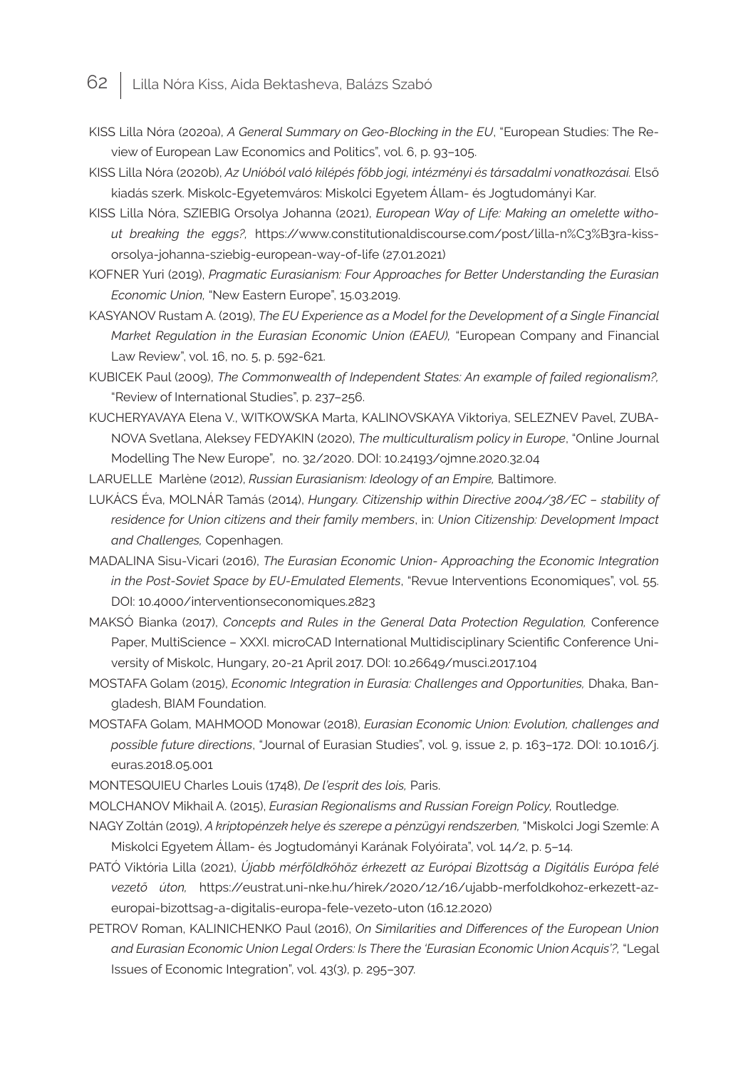KISS Lilla Nóra (2020a), *A General Summary on Geo-Blocking in the EU*, "European Studies: The Review of European Law Economics and Politics", vol. 6, p. 93–105.

KISS Lilla Nóra (2020b), *Az Unióból való kilépés főbb jogi, intézményi és társadalmi vonatkozásai.* Első kiadás szerk. Miskolc-Egyetemváros: Miskolci Egyetem Állam- és Jogtudományi Kar.

KISS Lilla Nóra, SZIEBIG Orsolya Johanna (2021), *European Way of Life: Making an omelette without breaking the eggs?,* https://www.constitutionaldiscourse.com/post/lilla-n%C3%B3ra-kiss-orsolya-johanna-sziebig-european-way-of-life (27.01.2021)

KOFNER Yuri (2019), *Pragmatic Eurasianism: Four Approaches for Better Understanding the Eurasian Economic Union,* "New Eastern Europe", 15.03.2019.

KASYANOV Rustam A. (2019), *The EU Experience as a Model for the Development of a Single Financial Market Regulation in the Eurasian Economic Union (EAEU),* "European Company and Financial Law Review", vol. 16, no. 5, p. 592-621.

KUBICEK Paul (2009), *The Commonwealth of Independent States: An example of failed regionalism?,* "Review of International Studies", p. 237–256.

KUCHERYAVAYA Elena V., WITKOWSKA Marta, KALINOVSKAYA Viktoriya, SELEZNEV Pavel, ZUBANOVA Svetlana, Aleksey FEDYAKIN (2020), *The multiculturalism policy in Europe*, "Online Journal Modelling The New Europe", no. 32/2020. DOI: 10.24193/ojmne.2020.32.04

LARUELLE Marlène (2012), *Russian Eurasianism: Ideology of an Empire,* Baltimore.

LUKÁCS Éva, MOLNÁR Tamás (2014), *Hungary. Citizenship within Directive 2004/38/EC – stability of residence for Union citizens and their family members*, in: *Union Citizenship: Development Impact and Challenges,* Copenhagen.

MADALINA Sisu-Vicari (2016), *The Eurasian Economic Union- Approaching the Economic Integration in the Post-Soviet Space by EU-Emulated Elements*, "Revue Interventions Economiques", vol. 55. DOI: 10.4000/interventionseconomiques.2823

MAKSÓ Bianka (2017), *Concepts and Rules in the General Data Protection Regulation,* Conference Paper, MultiScience – XXXI. microCAD International Multidisciplinary Scientific Conference University of Miskolc, Hungary, 20-21 April 2017. DOI: 10.26649/musci.2017.104

MOSTAFA Golam (2015), *Economic Integration in Eurasia: Challenges and Opportunities,* Dhaka, Bangladesh, BIAM Foundation.

MOSTAFA Golam, MAHMOOD Monowar (2018), *Eurasian Economic Union: Evolution, challenges and possible future directions*, "Journal of Eurasian Studies", vol. 9, issue 2, p. 163–172. DOI: 10.1016/j.euras.2018.05.001

MONTESQUIEU Charles Louis (1748), *De l'esprit des lois,* Paris.

MOLCHANOV Mikhail A. (2015), *Eurasian Regionalisms and Russian Foreign Policy,* Routledge.

NAGY Zoltán (2019), *A kriptopénzek helye és szerepe a pénzügyi rendszerben,* "Miskolci Jogi Szemle: A Miskolci Egyetem Állam- és Jogtudományi Karának Folyóirata", vol. 14/2, p. 5–14.

PATÓ Viktória Lilla (2021), *Újabb mérföldkőhöz érkezett az Európai Bizottság a Digitális Európa felé vezető úton,* https://eustrat.uni-nke.hu/hirek/2020/12/16/ujabb-merfoldkohoz-erkezett-az-europai-bizottsag-a-digitalis-europa-fele-vezeto-uton (16.12.2020)

PETROV Roman, KALINICHENKO Paul (2016), *On Similarities and Differences of the European Union and Eurasian Economic Union Legal Orders: Is There the 'Eurasian Economic Union Acquis'?,* "Legal Issues of Economic Integration", vol. 43(3), p. 295–307.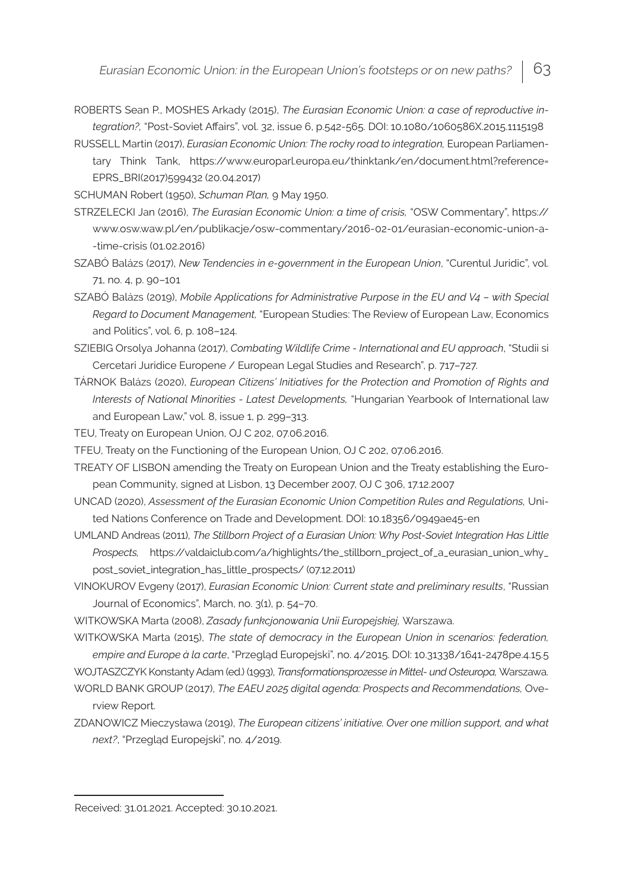ROBERTS Sean P., MOSHES Arkady (2015), *The Eurasian Economic Union: a case of reproductive integration?,* "Post-Soviet Affairs", vol. 32, issue 6, p.542-565. DOI: 10.1080/1060586X.2015.1115198

RUSSELL Martin (2017), *Eurasian Economic Union: The rocky road to integration,* European Parliamentary Think Tank, https://www.europarl.europa.eu/thinktank/en/document.html?reference=EPRS_BRI(2017)599432 (20.04.2017)

SCHUMAN Robert (1950), *Schuman Plan,* 9 May 1950.

STRZELECKI Jan (2016), *The Eurasian Economic Union: a time of crisis,* "OSW Commentary", https://www.osw.waw.pl/en/publikacje/osw-commentary/2016-02-01/eurasian-economic-union-a--time-crisis (01.02.2016)

SZABÓ Balázs (2017), *New Tendencies in e-government in the European Union*, "Curentul Juridic", vol. 71, no. 4, p. 90–101

SZABÓ Balázs (2019), *Mobile Applications for Administrative Purpose in the EU and V4 – with Special Regard to Document Management,* "European Studies: The Review of European Law, Economics and Politics", vol. 6, p. 108–124.

SZIEBIG Orsolya Johanna (2017), *Combating Wildlife Crime - International and EU approach*, "Studii si Cercetari Juridice Europene / European Legal Studies and Research", p. 717–727.

TÁRNOK Balázs (2020), *European Citizens' Initiatives for the Protection and Promotion of Rights and Interests of National Minorities - Latest Developments,* "Hungarian Yearbook of International law and European Law," vol. 8, issue 1, p. 299–313.

TEU, Treaty on European Union, OJ C 202, 07.06.2016.

TFEU, Treaty on the Functioning of the European Union, OJ C 202, 07.06.2016.

TREATY OF LISBON amending the Treaty on European Union and the Treaty establishing the European Community, signed at Lisbon, 13 December 2007, OJ C 306, 17.12.2007

UNCAD (2020), *Assessment of the Eurasian Economic Union Competition Rules and Regulations,* United Nations Conference on Trade and Development. DOI: 10.18356/0949ae45-en

UMLAND Andreas (2011), *The Stillborn Project of a Eurasian Union: Why Post-Soviet Integration Has Little Prospects,* https://valdaiclub.com/a/highlights/the_stillborn_project_of_a_eurasian_union_why_post_soviet_integration_has_little_prospects/ (07.12.2011)

VINOKUROV Evgeny (2017), *Eurasian Economic Union: Current state and preliminary results*, "Russian Journal of Economics", March, no. 3(1), p. 54–70.

WITKOWSKA Marta (2008), *Zasady funkcjonowania Unii Europejskiej,* Warszawa.

WITKOWSKA Marta (2015), *The state of democracy in the European Union in scenarios: federation, empire and Europe à la carte*, "Przegląd Europejski", no. 4/2015. DOI: 10.31338/1641-2478pe.4.15.5

WOJTASZCZYK Konstanty Adam (ed.) (1993), *Transformationsprozesse in Mittel- und Osteuropa,* Warszawa.

WORLD BANK GROUP (2017), *The EAEU 2025 digital agenda: Prospects and Recommendations,* Overview Report.

ZDANOWICZ Mieczysława (2019), *The European citizens' initiative. Over one million support, and what next?*, "Przegląd Europejski", no. 4/2019.

Received: 31.01.2021. Accepted: 30.10.2021.